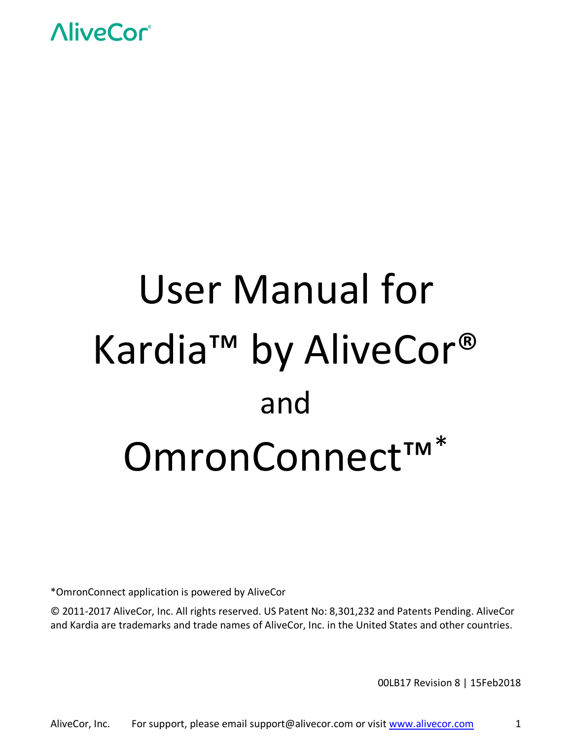AliveCor®

# User Manual for Kardia™ by AliveCor® and OmronConnect™*

*OmronConnect application is powered by AliveCor

© 2011-2017 AliveCor, Inc. All rights reserved. US Patent No: 8,301,232 and Patents Pending. AliveCor and Kardia are trademarks and trade names of AliveCor, Inc. in the United States and other countries.

00LB17 Revision 8 | 15Feb2018

AliveCor, Inc. For support, please email support@alivecor.com or visit [www.alivecor.com](http://www.alivecor.com)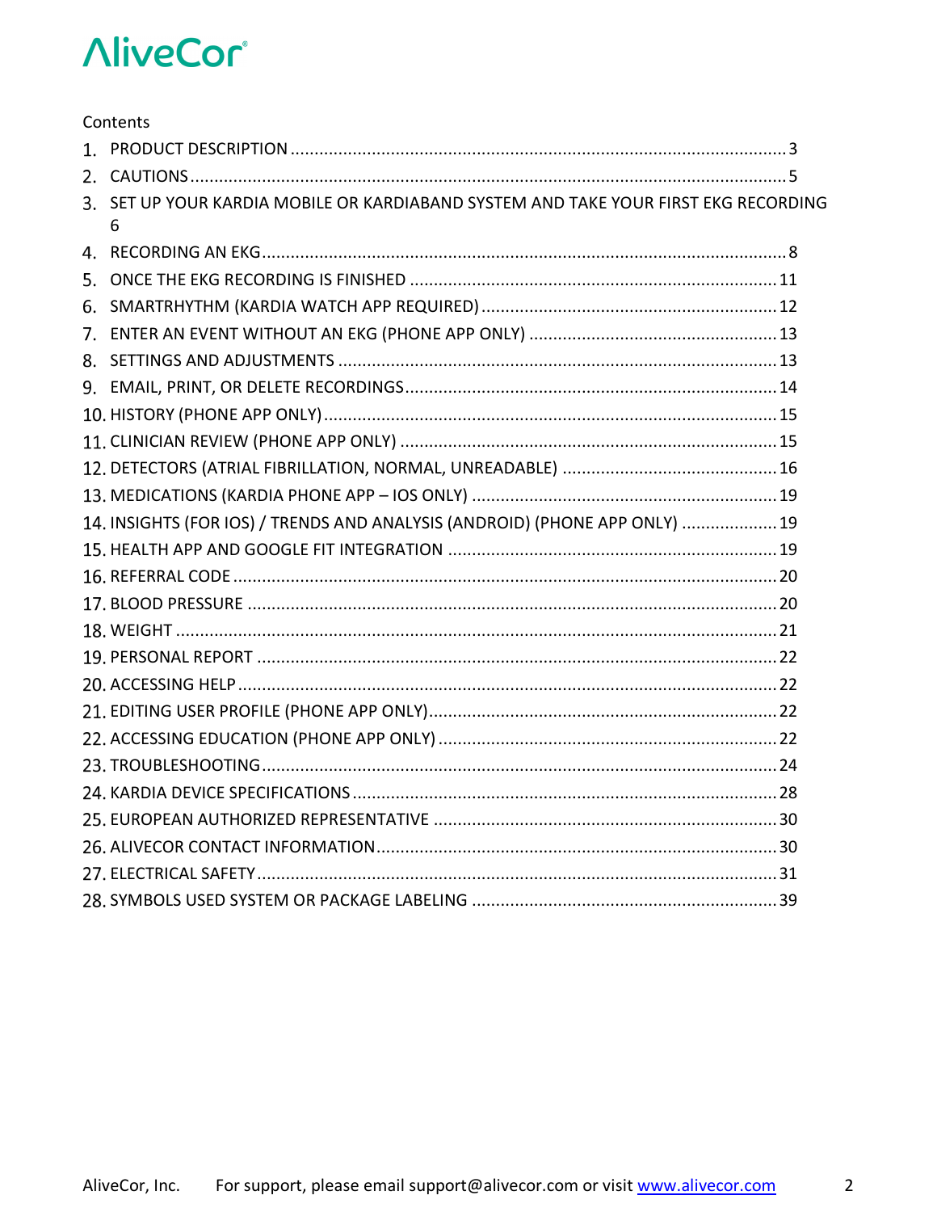Contents

1. PRODUCT DESCRIPTION ........................................................................................................ 3
2. CAUTIONS ............................................................................................................................. 5
3. SET UP YOUR KARDIA MOBILE OR KARDIABAND SYSTEM AND TAKE YOUR FIRST EKG RECORDING 6
4. RECORDING AN EKG ............................................................................................................. 8
5. ONCE THE EKG RECORDING IS FINISHED ............................................................................ 11
6. SMARTRHYTHM (KARDIA WATCH APP REQUIRED) ............................................................. 12
7. ENTER AN EVENT WITHOUT AN EKG (PHONE APP ONLY) .................................................... 13
8. SETTINGS AND ADJUSTMENTS ........................................................................................... 13
9. EMAIL, PRINT, OR DELETE RECORDINGS............................................................................. 14
10. HISTORY (PHONE APP ONLY) .............................................................................................. 15
11. CLINICIAN REVIEW (PHONE APP ONLY) ............................................................................. 15
12. DETECTORS (ATRIAL FIBRILLATION, NORMAL, UNREADABLE) ............................................ 16
13. MEDICATIONS (KARDIA PHONE APP – IOS ONLY) ............................................................... 19
14. INSIGHTS (FOR IOS) / TRENDS AND ANALYSIS (ANDROID) (PHONE APP ONLY) .................... 19
15. HEALTH APP AND GOOGLE FIT INTEGRATION .................................................................... 19
16. REFERRAL CODE ................................................................................................................. 20
17. BLOOD PRESSURE .............................................................................................................. 20
18. WEIGHT ............................................................................................................................. 21
19. PERSONAL REPORT ............................................................................................................ 22
20. ACCESSING HELP ................................................................................................................ 22
21. EDITING USER PROFILE (PHONE APP ONLY)........................................................................ 22
22. ACCESSING EDUCATION (PHONE APP ONLY) ...................................................................... 22
23. TROUBLESHOOTING ........................................................................................................... 24
24. KARDIA DEVICE SPECIFICATIONS ........................................................................................ 28
25. EUROPEAN AUTHORIZED REPRESENTATIVE ....................................................................... 30
26. ALIVECOR CONTACT INFORMATION ................................................................................... 30
27. ELECTRICAL SAFETY ............................................................................................................ 31
28. SYMBOLS USED SYSTEM OR PACKAGE LABELING ................................................................ 39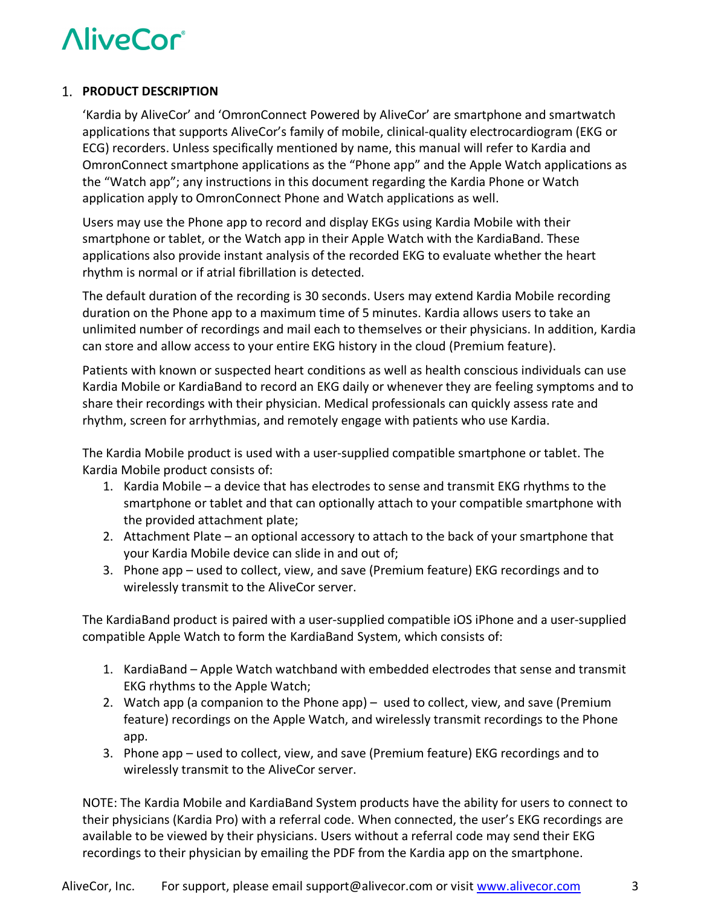## 1. PRODUCT DESCRIPTION

'Kardia by AliveCor' and 'OmronConnect Powered by AliveCor' are smartphone and smartwatch applications that supports AliveCor's family of mobile, clinical-quality electrocardiogram (EKG or ECG) recorders. Unless specifically mentioned by name, this manual will refer to Kardia and OmronConnect smartphone applications as the "Phone app" and the Apple Watch applications as the "Watch app"; any instructions in this document regarding the Kardia Phone or Watch application apply to OmronConnect Phone and Watch applications as well.

Users may use the Phone app to record and display EKGs using Kardia Mobile with their smartphone or tablet, or the Watch app in their Apple Watch with the KardiaBand. These applications also provide instant analysis of the recorded EKG to evaluate whether the heart rhythm is normal or if atrial fibrillation is detected.

The default duration of the recording is 30 seconds. Users may extend Kardia Mobile recording duration on the Phone app to a maximum time of 5 minutes. Kardia allows users to take an unlimited number of recordings and mail each to themselves or their physicians. In addition, Kardia can store and allow access to your entire EKG history in the cloud (Premium feature).

Patients with known or suspected heart conditions as well as health conscious individuals can use Kardia Mobile or KardiaBand to record an EKG daily or whenever they are feeling symptoms and to share their recordings with their physician. Medical professionals can quickly assess rate and rhythm, screen for arrhythmias, and remotely engage with patients who use Kardia.

The Kardia Mobile product is used with a user-supplied compatible smartphone or tablet. The Kardia Mobile product consists of:

1. Kardia Mobile – a device that has electrodes to sense and transmit EKG rhythms to the smartphone or tablet and that can optionally attach to your compatible smartphone with the provided attachment plate;
2. Attachment Plate – an optional accessory to attach to the back of your smartphone that your Kardia Mobile device can slide in and out of;
3. Phone app – used to collect, view, and save (Premium feature) EKG recordings and to wirelessly transmit to the AliveCor server.

The KardiaBand product is paired with a user-supplied compatible iOS iPhone and a user-supplied compatible Apple Watch to form the KardiaBand System, which consists of:

1. KardiaBand – Apple Watch watchband with embedded electrodes that sense and transmit EKG rhythms to the Apple Watch;
2. Watch app (a companion to the Phone app) – used to collect, view, and save (Premium feature) recordings on the Apple Watch, and wirelessly transmit recordings to the Phone app.
3. Phone app – used to collect, view, and save (Premium feature) EKG recordings and to wirelessly transmit to the AliveCor server.

NOTE: The Kardia Mobile and KardiaBand System products have the ability for users to connect to their physicians (Kardia Pro) with a referral code. When connected, the user's EKG recordings are available to be viewed by their physicians. Users without a referral code may send their EKG recordings to their physician by emailing the PDF from the Kardia app on the smartphone.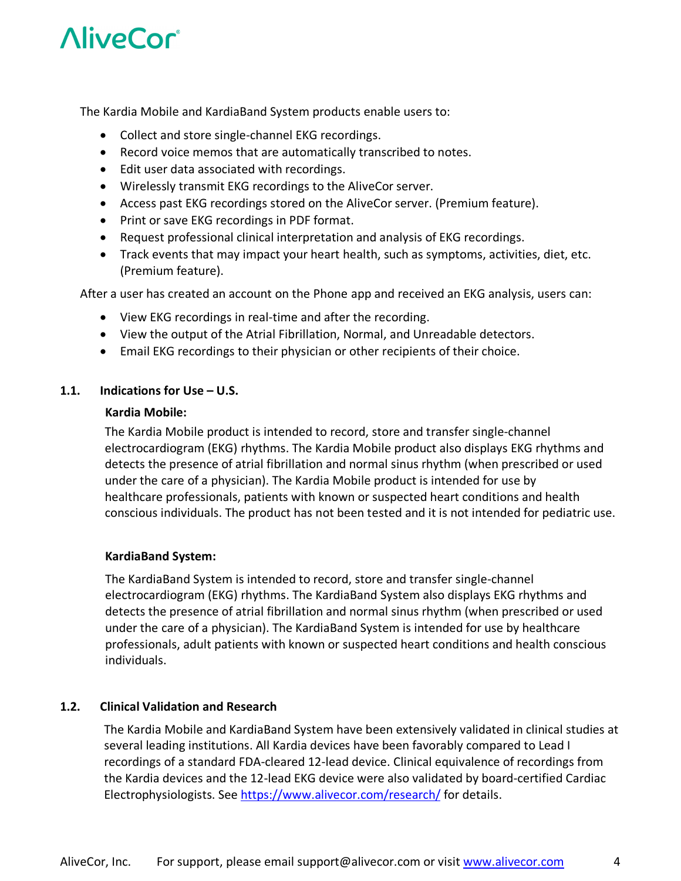The Kardia Mobile and KardiaBand System products enable users to:

- Collect and store single-channel EKG recordings.
- Record voice memos that are automatically transcribed to notes.
- Edit user data associated with recordings.
- Wirelessly transmit EKG recordings to the AliveCor server.
- Access past EKG recordings stored on the AliveCor server. (Premium feature).
- Print or save EKG recordings in PDF format.
- Request professional clinical interpretation and analysis of EKG recordings.
- Track events that may impact your heart health, such as symptoms, activities, diet, etc. (Premium feature).

After a user has created an account on the Phone app and received an EKG analysis, users can:

- View EKG recordings in real-time and after the recording.
- View the output of the Atrial Fibrillation, Normal, and Unreadable detectors.
- Email EKG recordings to their physician or other recipients of their choice.

## 1.1. Indications for Use – U.S.

**Kardia Mobile:**

The Kardia Mobile product is intended to record, store and transfer single-channel electrocardiogram (EKG) rhythms. The Kardia Mobile product also displays EKG rhythms and detects the presence of atrial fibrillation and normal sinus rhythm (when prescribed or used under the care of a physician). The Kardia Mobile product is intended for use by healthcare professionals, patients with known or suspected heart conditions and health conscious individuals. The product has not been tested and it is not intended for pediatric use.

**KardiaBand System:**

The KardiaBand System is intended to record, store and transfer single-channel electrocardiogram (EKG) rhythms. The KardiaBand System also displays EKG rhythms and detects the presence of atrial fibrillation and normal sinus rhythm (when prescribed or used under the care of a physician). The KardiaBand System is intended for use by healthcare professionals, adult patients with known or suspected heart conditions and health conscious individuals.

## 1.2. Clinical Validation and Research

The Kardia Mobile and KardiaBand System have been extensively validated in clinical studies at several leading institutions. All Kardia devices have been favorably compared to Lead I recordings of a standard FDA-cleared 12-lead device. Clinical equivalence of recordings from the Kardia devices and the 12-lead EKG device were also validated by board-certified Cardiac Electrophysiologists. See https://www.alivecor.com/research/ for details.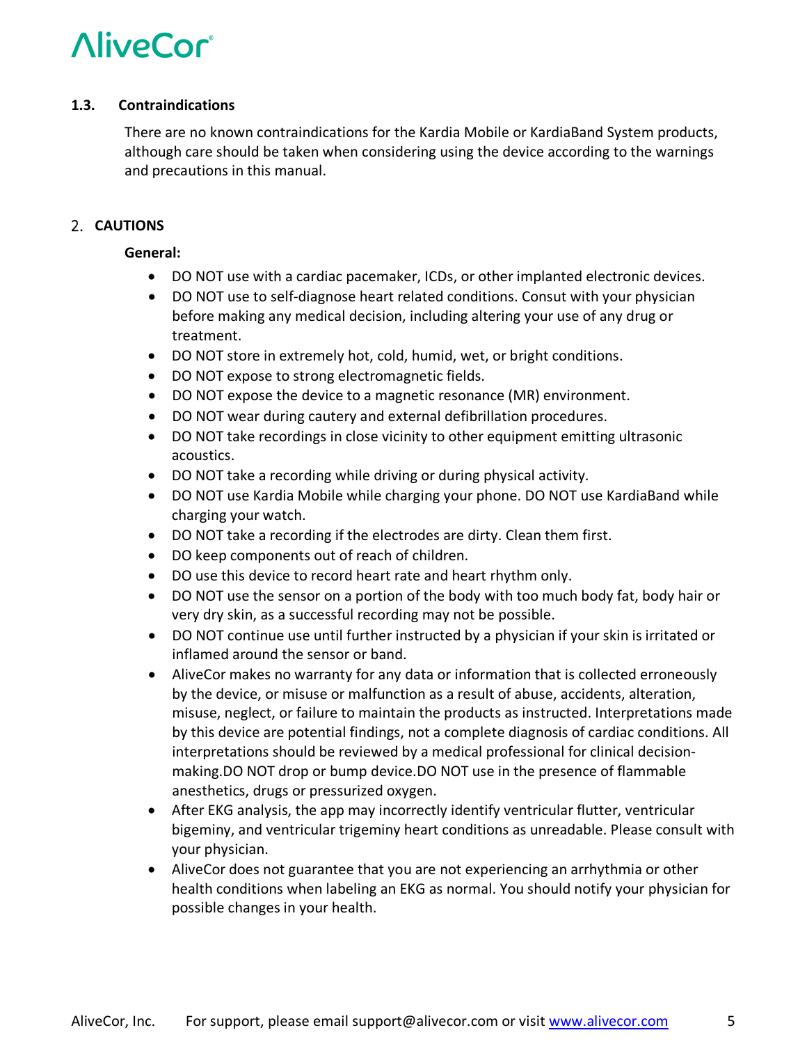### 1.3. Contraindications

There are no known contraindications for the Kardia Mobile or KardiaBand System products, although care should be taken when considering using the device according to the warnings and precautions in this manual.

## 2. CAUTIONS

**General:**

- DO NOT use with a cardiac pacemaker, ICDs, or other implanted electronic devices.
- DO NOT use to self-diagnose heart related conditions. Consut with your physician before making any medical decision, including altering your use of any drug or treatment.
- DO NOT store in extremely hot, cold, humid, wet, or bright conditions.
- DO NOT expose to strong electromagnetic fields.
- DO NOT expose the device to a magnetic resonance (MR) environment.
- DO NOT wear during cautery and external defibrillation procedures.
- DO NOT take recordings in close vicinity to other equipment emitting ultrasonic acoustics.
- DO NOT take a recording while driving or during physical activity.
- DO NOT use Kardia Mobile while charging your phone. DO NOT use KardiaBand while charging your watch.
- DO NOT take a recording if the electrodes are dirty. Clean them first.
- DO keep components out of reach of children.
- DO use this device to record heart rate and heart rhythm only.
- DO NOT use the sensor on a portion of the body with too much body fat, body hair or very dry skin, as a successful recording may not be possible.
- DO NOT continue use until further instructed by a physician if your skin is irritated or inflamed around the sensor or band.
- AliveCor makes no warranty for any data or information that is collected erroneously by the device, or misuse or malfunction as a result of abuse, accidents, alteration, misuse, neglect, or failure to maintain the products as instructed. Interpretations made by this device are potential findings, not a complete diagnosis of cardiac conditions. All interpretations should be reviewed by a medical professional for clinical decision-making.DO NOT drop or bump device.DO NOT use in the presence of flammable anesthetics, drugs or pressurized oxygen.
- After EKG analysis, the app may incorrectly identify ventricular flutter, ventricular bigeminy, and ventricular trigeminy heart conditions as unreadable. Please consult with your physician.
- AliveCor does not guarantee that you are not experiencing an arrhythmia or other health conditions when labeling an EKG as normal. You should notify your physician for possible changes in your health.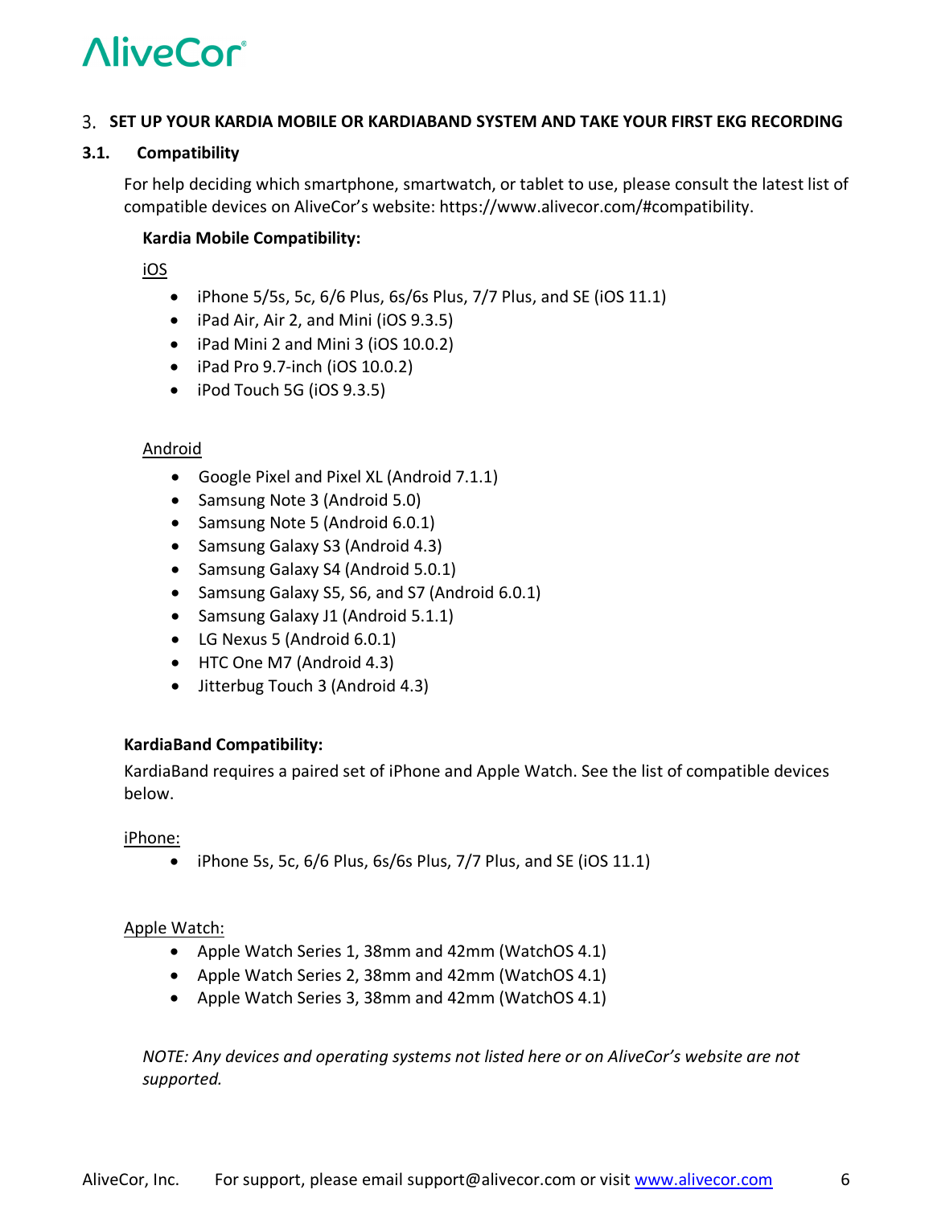## 3. SET UP YOUR KARDIA MOBILE OR KARDIABAND SYSTEM AND TAKE YOUR FIRST EKG RECORDING

### 3.1. Compatibility

For help deciding which smartphone, smartwatch, or tablet to use, please consult the latest list of compatible devices on AliveCor's website: https://www.alivecor.com/#compatibility.

**Kardia Mobile Compatibility:**

iOS

- iPhone 5/5s, 5c, 6/6 Plus, 6s/6s Plus, 7/7 Plus, and SE (iOS 11.1)
- iPad Air, Air 2, and Mini (iOS 9.3.5)
- iPad Mini 2 and Mini 3 (iOS 10.0.2)
- iPad Pro 9.7-inch (iOS 10.0.2)
- iPod Touch 5G (iOS 9.3.5)

Android

- Google Pixel and Pixel XL (Android 7.1.1)
- Samsung Note 3 (Android 5.0)
- Samsung Note 5 (Android 6.0.1)
- Samsung Galaxy S3 (Android 4.3)
- Samsung Galaxy S4 (Android 5.0.1)
- Samsung Galaxy S5, S6, and S7 (Android 6.0.1)
- Samsung Galaxy J1 (Android 5.1.1)
- LG Nexus 5 (Android 6.0.1)
- HTC One M7 (Android 4.3)
- Jitterbug Touch 3 (Android 4.3)

**KardiaBand Compatibility:**

KardiaBand requires a paired set of iPhone and Apple Watch. See the list of compatible devices below.

iPhone:

- iPhone 5s, 5c, 6/6 Plus, 6s/6s Plus, 7/7 Plus, and SE (iOS 11.1)

Apple Watch:

- Apple Watch Series 1, 38mm and 42mm (WatchOS 4.1)
- Apple Watch Series 2, 38mm and 42mm (WatchOS 4.1)
- Apple Watch Series 3, 38mm and 42mm (WatchOS 4.1)

*NOTE: Any devices and operating systems not listed here or on AliveCor's website are not supported.*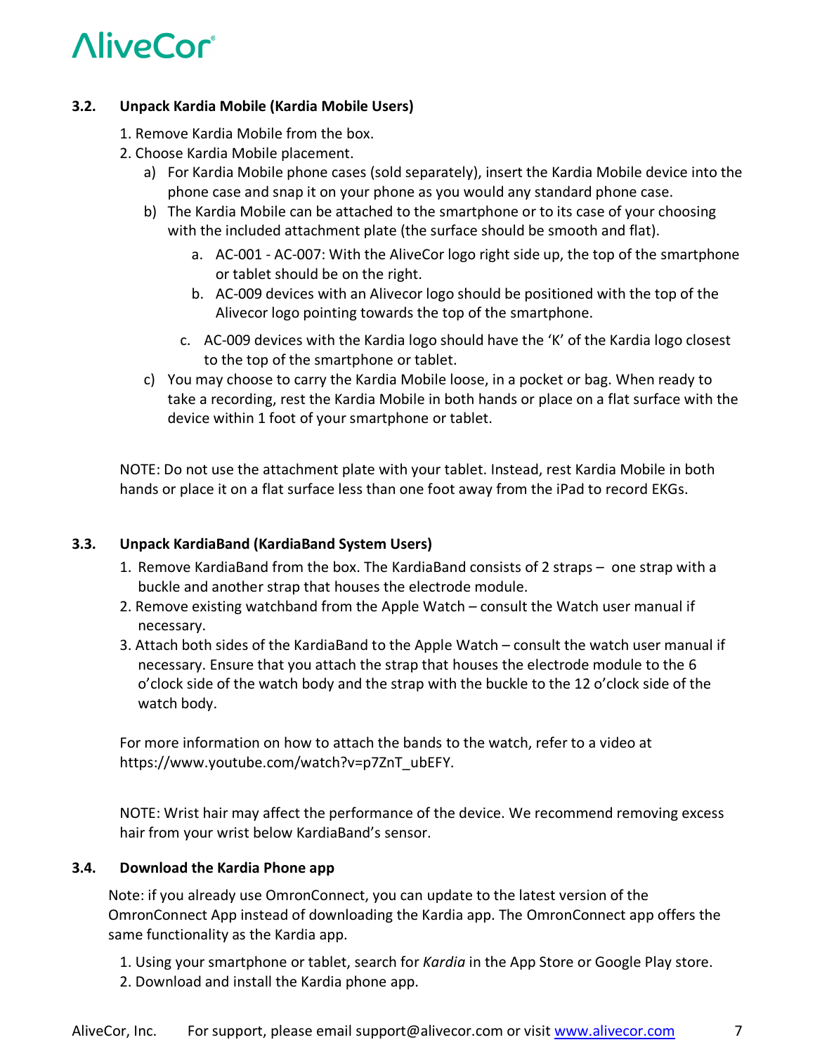### 3.2. Unpack Kardia Mobile (Kardia Mobile Users)

1. Remove Kardia Mobile from the box.
2. Choose Kardia Mobile placement.
   a) For Kardia Mobile phone cases (sold separately), insert the Kardia Mobile device into the phone case and snap it on your phone as you would any standard phone case.
   b) The Kardia Mobile can be attached to the smartphone or to its case of your choosing with the included attachment plate (the surface should be smooth and flat).
      a. AC-001 - AC-007: With the AliveCor logo right side up, the top of the smartphone or tablet should be on the right.
      b. AC-009 devices with an Alivecor logo should be positioned with the top of the Alivecor logo pointing towards the top of the smartphone.
      c. AC-009 devices with the Kardia logo should have the 'K' of the Kardia logo closest to the top of the smartphone or tablet.
   c) You may choose to carry the Kardia Mobile loose, in a pocket or bag. When ready to take a recording, rest the Kardia Mobile in both hands or place on a flat surface with the device within 1 foot of your smartphone or tablet.

NOTE: Do not use the attachment plate with your tablet. Instead, rest Kardia Mobile in both hands or place it on a flat surface less than one foot away from the iPad to record EKGs.

### 3.3. Unpack KardiaBand (KardiaBand System Users)

1. Remove KardiaBand from the box. The KardiaBand consists of 2 straps – one strap with a buckle and another strap that houses the electrode module.
2. Remove existing watchband from the Apple Watch – consult the Watch user manual if necessary.
3. Attach both sides of the KardiaBand to the Apple Watch – consult the watch user manual if necessary. Ensure that you attach the strap that houses the electrode module to the 6 o'clock side of the watch body and the strap with the buckle to the 12 o'clock side of the watch body.

For more information on how to attach the bands to the watch, refer to a video at https://www.youtube.com/watch?v=p7ZnT_ubEFY.

NOTE: Wrist hair may affect the performance of the device. We recommend removing excess hair from your wrist below KardiaBand's sensor.

### 3.4. Download the Kardia Phone app

Note: if you already use OmronConnect, you can update to the latest version of the OmronConnect App instead of downloading the Kardia app. The OmronConnect app offers the same functionality as the Kardia app.

1. Using your smartphone or tablet, search for *Kardia* in the App Store or Google Play store.
2. Download and install the Kardia phone app.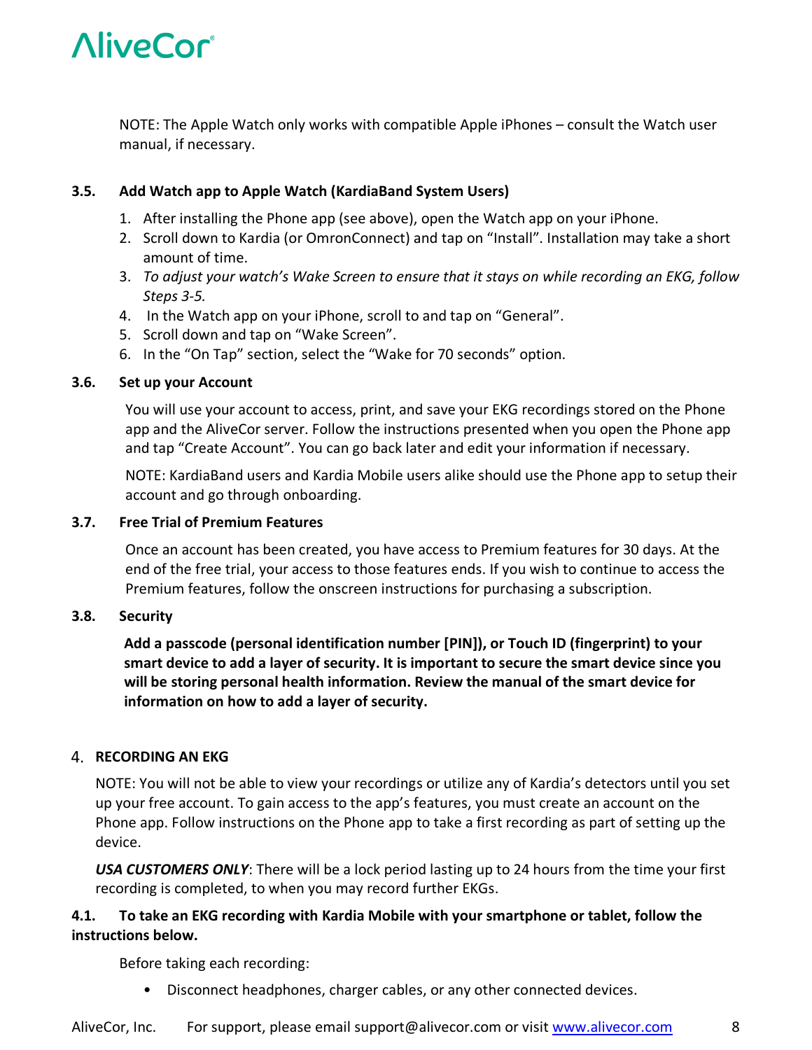NOTE: The Apple Watch only works with compatible Apple iPhones – consult the Watch user manual, if necessary.

### 3.5. Add Watch app to Apple Watch (KardiaBand System Users)

1. After installing the Phone app (see above), open the Watch app on your iPhone.
2. Scroll down to Kardia (or OmronConnect) and tap on “Install”. Installation may take a short amount of time.
3. *To adjust your watch’s Wake Screen to ensure that it stays on while recording an EKG, follow Steps 3-5.*
4. In the Watch app on your iPhone, scroll to and tap on “General”.
5. Scroll down and tap on “Wake Screen”.
6. In the “On Tap” section, select the “Wake for 70 seconds” option.

### 3.6. Set up your Account

You will use your account to access, print, and save your EKG recordings stored on the Phone app and the AliveCor server. Follow the instructions presented when you open the Phone app and tap “Create Account”. You can go back later and edit your information if necessary.

NOTE: KardiaBand users and Kardia Mobile users alike should use the Phone app to setup their account and go through onboarding.

### 3.7. Free Trial of Premium Features

Once an account has been created, you have access to Premium features for 30 days. At the end of the free trial, your access to those features ends. If you wish to continue to access the Premium features, follow the onscreen instructions for purchasing a subscription.

### 3.8. Security

**Add a passcode (personal identification number [PIN]), or Touch ID (fingerprint) to your smart device to add a layer of security. It is important to secure the smart device since you will be storing personal health information. Review the manual of the smart device for information on how to add a layer of security.**

## 4. RECORDING AN EKG

NOTE: You will not be able to view your recordings or utilize any of Kardia’s detectors until you set up your free account. To gain access to the app’s features, you must create an account on the Phone app. Follow instructions on the Phone app to take a first recording as part of setting up the device.

***USA CUSTOMERS ONLY***: There will be a lock period lasting up to 24 hours from the time your first recording is completed, to when you may record further EKGs.

### 4.1. To take an EKG recording with Kardia Mobile with your smartphone or tablet, follow the instructions below.

Before taking each recording:

- Disconnect headphones, charger cables, or any other connected devices.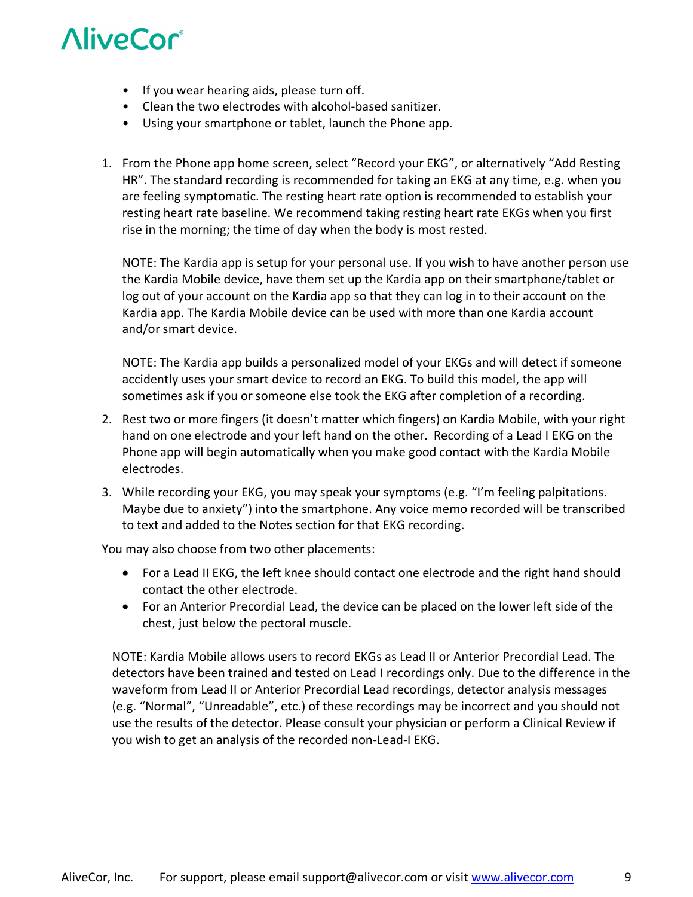- If you wear hearing aids, please turn off.
- Clean the two electrodes with alcohol-based sanitizer.
- Using your smartphone or tablet, launch the Phone app.

1. From the Phone app home screen, select “Record your EKG”, or alternatively “Add Resting HR”. The standard recording is recommended for taking an EKG at any time, e.g. when you are feeling symptomatic. The resting heart rate option is recommended to establish your resting heart rate baseline. We recommend taking resting heart rate EKGs when you first rise in the morning; the time of day when the body is most rested.

   NOTE: The Kardia app is setup for your personal use. If you wish to have another person use the Kardia Mobile device, have them set up the Kardia app on their smartphone/tablet or log out of your account on the Kardia app so that they can log in to their account on the Kardia app. The Kardia Mobile device can be used with more than one Kardia account and/or smart device.

   NOTE: The Kardia app builds a personalized model of your EKGs and will detect if someone accidently uses your smart device to record an EKG. To build this model, the app will sometimes ask if you or someone else took the EKG after completion of a recording.

2. Rest two or more fingers (it doesn’t matter which fingers) on Kardia Mobile, with your right hand on one electrode and your left hand on the other. Recording of a Lead I EKG on the Phone app will begin automatically when you make good contact with the Kardia Mobile electrodes.
3. While recording your EKG, you may speak your symptoms (e.g. “I’m feeling palpitations. Maybe due to anxiety”) into the smartphone. Any voice memo recorded will be transcribed to text and added to the Notes section for that EKG recording.

You may also choose from two other placements:

- For a Lead II EKG, the left knee should contact one electrode and the right hand should contact the other electrode.
- For an Anterior Precordial Lead, the device can be placed on the lower left side of the chest, just below the pectoral muscle.

NOTE: Kardia Mobile allows users to record EKGs as Lead II or Anterior Precordial Lead. The detectors have been trained and tested on Lead I recordings only. Due to the difference in the waveform from Lead II or Anterior Precordial Lead recordings, detector analysis messages (e.g. “Normal”, “Unreadable”, etc.) of these recordings may be incorrect and you should not use the results of the detector. Please consult your physician or perform a Clinical Review if you wish to get an analysis of the recorded non-Lead-I EKG.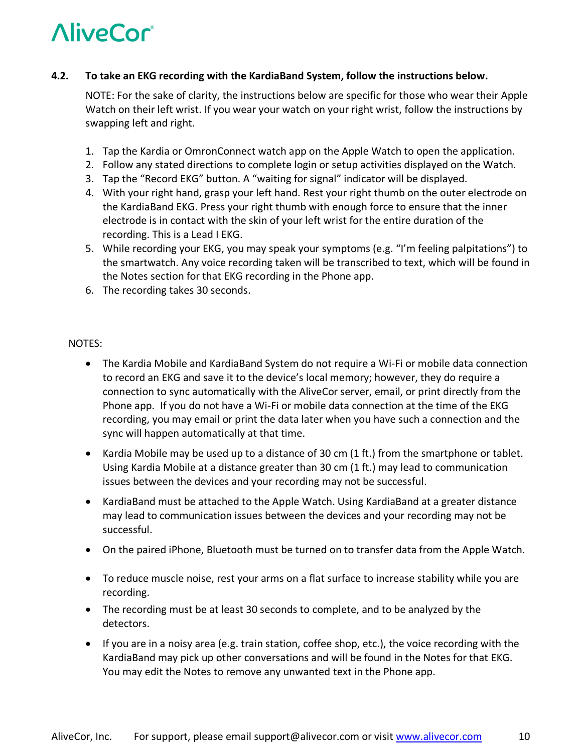### 4.2. To take an EKG recording with the KardiaBand System, follow the instructions below.

NOTE: For the sake of clarity, the instructions below are specific for those who wear their Apple Watch on their left wrist. If you wear your watch on your right wrist, follow the instructions by swapping left and right.

1. Tap the Kardia or OmronConnect watch app on the Apple Watch to open the application.
2. Follow any stated directions to complete login or setup activities displayed on the Watch.
3. Tap the "Record EKG" button. A "waiting for signal" indicator will be displayed.
4. With your right hand, grasp your left hand. Rest your right thumb on the outer electrode on the KardiaBand EKG. Press your right thumb with enough force to ensure that the inner electrode is in contact with the skin of your left wrist for the entire duration of the recording. This is a Lead I EKG.
5. While recording your EKG, you may speak your symptoms (e.g. "I'm feeling palpitations") to the smartwatch. Any voice recording taken will be transcribed to text, which will be found in the Notes section for that EKG recording in the Phone app.
6. The recording takes 30 seconds.

NOTES:

- The Kardia Mobile and KardiaBand System do not require a Wi-Fi or mobile data connection to record an EKG and save it to the device's local memory; however, they do require a connection to sync automatically with the AliveCor server, email, or print directly from the Phone app. If you do not have a Wi-Fi or mobile data connection at the time of the EKG recording, you may email or print the data later when you have such a connection and the sync will happen automatically at that time.
- Kardia Mobile may be used up to a distance of 30 cm (1 ft.) from the smartphone or tablet. Using Kardia Mobile at a distance greater than 30 cm (1 ft.) may lead to communication issues between the devices and your recording may not be successful.
- KardiaBand must be attached to the Apple Watch. Using KardiaBand at a greater distance may lead to communication issues between the devices and your recording may not be successful.
- On the paired iPhone, Bluetooth must be turned on to transfer data from the Apple Watch.
- To reduce muscle noise, rest your arms on a flat surface to increase stability while you are recording.
- The recording must be at least 30 seconds to complete, and to be analyzed by the detectors.
- If you are in a noisy area (e.g. train station, coffee shop, etc.), the voice recording with the KardiaBand may pick up other conversations and will be found in the Notes for that EKG. You may edit the Notes to remove any unwanted text in the Phone app.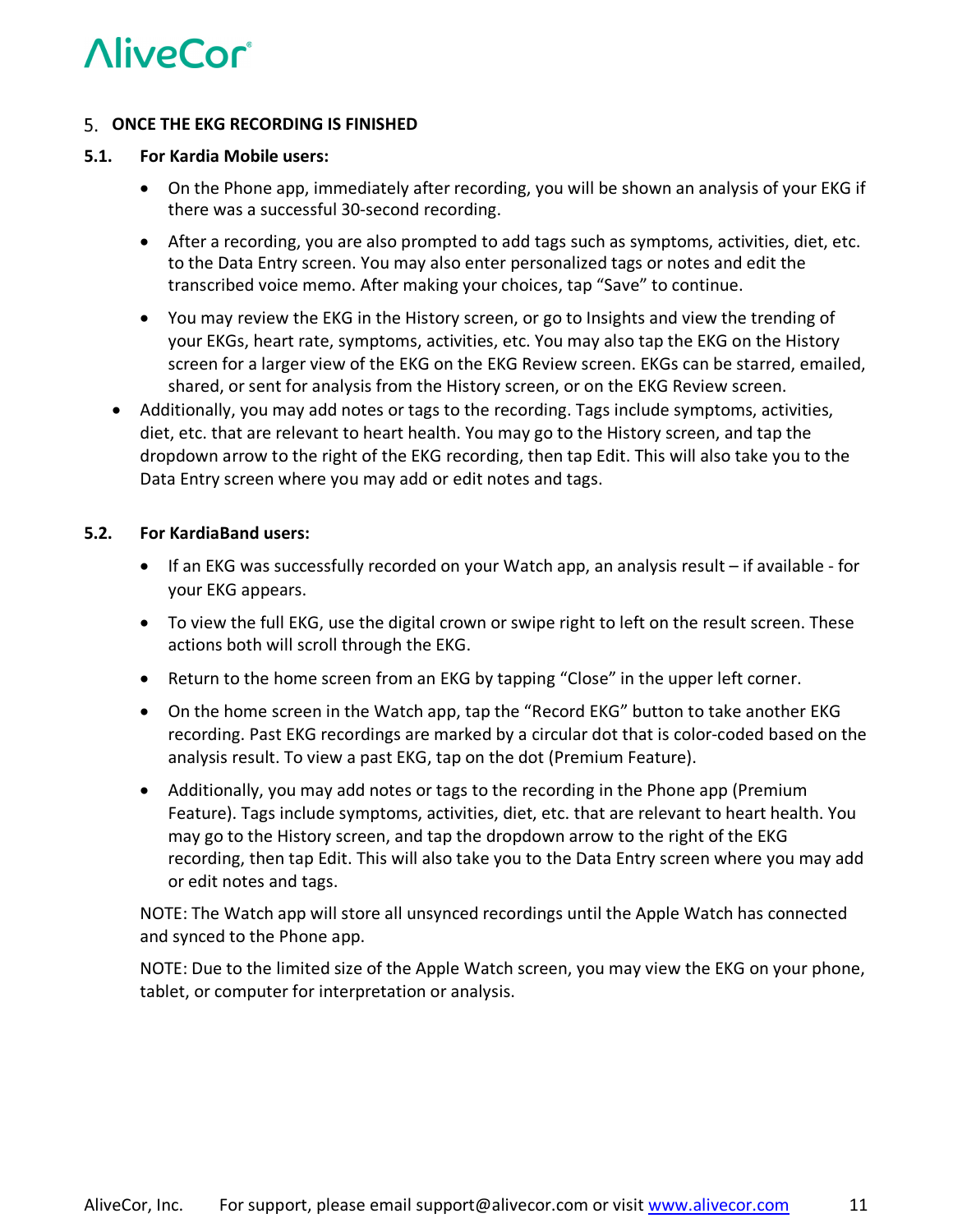## 5. ONCE THE EKG RECORDING IS FINISHED

### 5.1. For Kardia Mobile users:

- On the Phone app, immediately after recording, you will be shown an analysis of your EKG if there was a successful 30-second recording.
- After a recording, you are also prompted to add tags such as symptoms, activities, diet, etc. to the Data Entry screen. You may also enter personalized tags or notes and edit the transcribed voice memo. After making your choices, tap "Save" to continue.
- You may review the EKG in the History screen, or go to Insights and view the trending of your EKGs, heart rate, symptoms, activities, etc. You may also tap the EKG on the History screen for a larger view of the EKG on the EKG Review screen. EKGs can be starred, emailed, shared, or sent for analysis from the History screen, or on the EKG Review screen.

- Additionally, you may add notes or tags to the recording. Tags include symptoms, activities, diet, etc. that are relevant to heart health. You may go to the History screen, and tap the dropdown arrow to the right of the EKG recording, then tap Edit. This will also take you to the Data Entry screen where you may add or edit notes and tags.

### 5.2. For KardiaBand users:

- If an EKG was successfully recorded on your Watch app, an analysis result – if available - for your EKG appears.
- To view the full EKG, use the digital crown or swipe right to left on the result screen. These actions both will scroll through the EKG.
- Return to the home screen from an EKG by tapping "Close" in the upper left corner.
- On the home screen in the Watch app, tap the "Record EKG" button to take another EKG recording. Past EKG recordings are marked by a circular dot that is color-coded based on the analysis result. To view a past EKG, tap on the dot (Premium Feature).
- Additionally, you may add notes or tags to the recording in the Phone app (Premium Feature). Tags include symptoms, activities, diet, etc. that are relevant to heart health. You may go to the History screen, and tap the dropdown arrow to the right of the EKG recording, then tap Edit. This will also take you to the Data Entry screen where you may add or edit notes and tags.

NOTE: The Watch app will store all unsynced recordings until the Apple Watch has connected and synced to the Phone app.

NOTE: Due to the limited size of the Apple Watch screen, you may view the EKG on your phone, tablet, or computer for interpretation or analysis.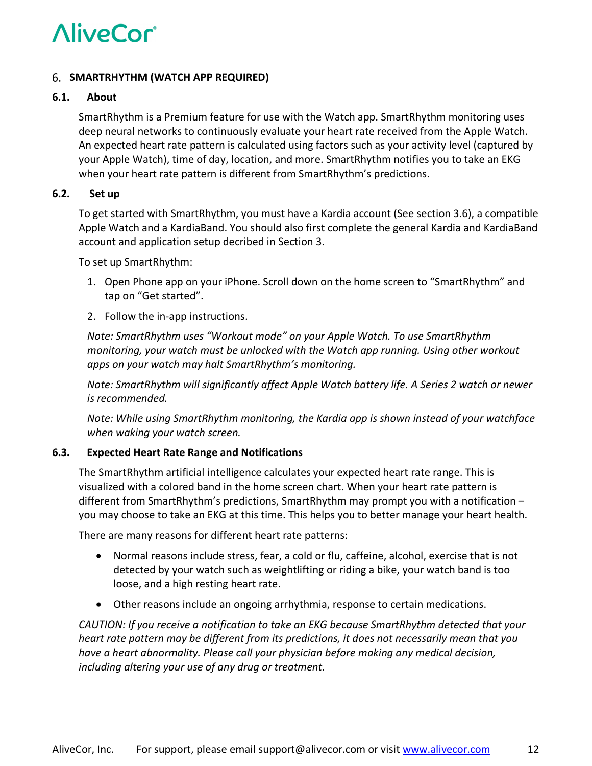## 6. SMARTRHYTHM (WATCH APP REQUIRED)

### 6.1. About

SmartRhythm is a Premium feature for use with the Watch app. SmartRhythm monitoring uses deep neural networks to continuously evaluate your heart rate received from the Apple Watch. An expected heart rate pattern is calculated using factors such as your activity level (captured by your Apple Watch), time of day, location, and more. SmartRhythm notifies you to take an EKG when your heart rate pattern is different from SmartRhythm's predictions.

### 6.2. Set up

To get started with SmartRhythm, you must have a Kardia account (See section 3.6), a compatible Apple Watch and a KardiaBand. You should also first complete the general Kardia and KardiaBand account and application setup decribed in Section 3.

To set up SmartRhythm:

1. Open Phone app on your iPhone. Scroll down on the home screen to "SmartRhythm" and tap on "Get started".
2. Follow the in-app instructions.

*Note: SmartRhythm uses "Workout mode" on your Apple Watch. To use SmartRhythm monitoring, your watch must be unlocked with the Watch app running. Using other workout apps on your watch may halt SmartRhythm's monitoring.*

*Note: SmartRhythm will significantly affect Apple Watch battery life. A Series 2 watch or newer is recommended.*

*Note: While using SmartRhythm monitoring, the Kardia app is shown instead of your watchface when waking your watch screen.*

### 6.3. Expected Heart Rate Range and Notifications

The SmartRhythm artificial intelligence calculates your expected heart rate range. This is visualized with a colored band in the home screen chart. When your heart rate pattern is different from SmartRhythm's predictions, SmartRhythm may prompt you with a notification – you may choose to take an EKG at this time. This helps you to better manage your heart health.

There are many reasons for different heart rate patterns:

- Normal reasons include stress, fear, a cold or flu, caffeine, alcohol, exercise that is not detected by your watch such as weightlifting or riding a bike, your watch band is too loose, and a high resting heart rate.
- Other reasons include an ongoing arrhythmia, response to certain medications.

*CAUTION: If you receive a notification to take an EKG because SmartRhythm detected that your heart rate pattern may be different from its predictions, it does not necessarily mean that you have a heart abnormality. Please call your physician before making any medical decision, including altering your use of any drug or treatment.*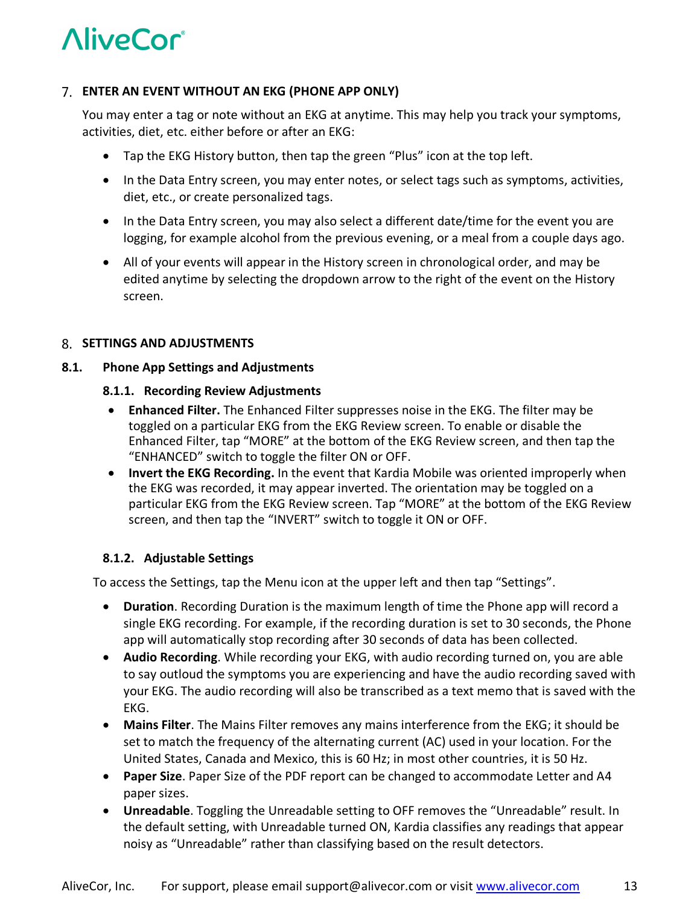## 7. ENTER AN EVENT WITHOUT AN EKG (PHONE APP ONLY)

You may enter a tag or note without an EKG at anytime. This may help you track your symptoms, activities, diet, etc. either before or after an EKG:

- Tap the EKG History button, then tap the green "Plus" icon at the top left.
- In the Data Entry screen, you may enter notes, or select tags such as symptoms, activities, diet, etc., or create personalized tags.
- In the Data Entry screen, you may also select a different date/time for the event you are logging, for example alcohol from the previous evening, or a meal from a couple days ago.
- All of your events will appear in the History screen in chronological order, and may be edited anytime by selecting the dropdown arrow to the right of the event on the History screen.

## 8. SETTINGS AND ADJUSTMENTS

### 8.1. Phone App Settings and Adjustments

#### 8.1.1. Recording Review Adjustments

- **Enhanced Filter.** The Enhanced Filter suppresses noise in the EKG. The filter may be toggled on a particular EKG from the EKG Review screen. To enable or disable the Enhanced Filter, tap "MORE" at the bottom of the EKG Review screen, and then tap the "ENHANCED" switch to toggle the filter ON or OFF.
- **Invert the EKG Recording.** In the event that Kardia Mobile was oriented improperly when the EKG was recorded, it may appear inverted. The orientation may be toggled on a particular EKG from the EKG Review screen. Tap "MORE" at the bottom of the EKG Review screen, and then tap the "INVERT" switch to toggle it ON or OFF.

#### 8.1.2. Adjustable Settings

To access the Settings, tap the Menu icon at the upper left and then tap "Settings".

- **Duration**. Recording Duration is the maximum length of time the Phone app will record a single EKG recording. For example, if the recording duration is set to 30 seconds, the Phone app will automatically stop recording after 30 seconds of data has been collected.
- **Audio Recording**. While recording your EKG, with audio recording turned on, you are able to say outloud the symptoms you are experiencing and have the audio recording saved with your EKG. The audio recording will also be transcribed as a text memo that is saved with the EKG.
- **Mains Filter**. The Mains Filter removes any mains interference from the EKG; it should be set to match the frequency of the alternating current (AC) used in your location. For the United States, Canada and Mexico, this is 60 Hz; in most other countries, it is 50 Hz.
- **Paper Size**. Paper Size of the PDF report can be changed to accommodate Letter and A4 paper sizes.
- **Unreadable**. Toggling the Unreadable setting to OFF removes the "Unreadable" result. In the default setting, with Unreadable turned ON, Kardia classifies any readings that appear noisy as "Unreadable" rather than classifying based on the result detectors.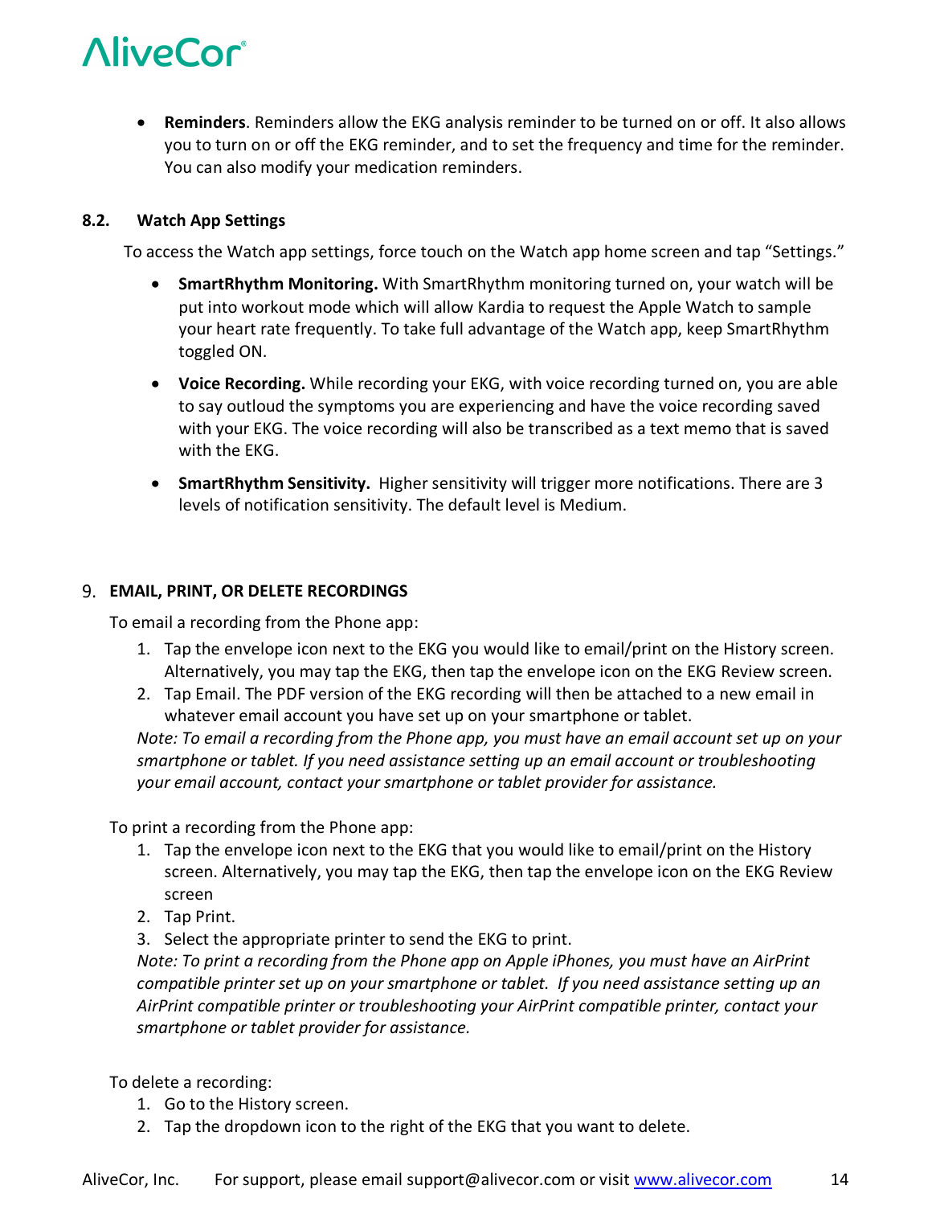- **Reminders**. Reminders allow the EKG analysis reminder to be turned on or off. It also allows you to turn on or off the EKG reminder, and to set the frequency and time for the reminder. You can also modify your medication reminders.

### 8.2. Watch App Settings

To access the Watch app settings, force touch on the Watch app home screen and tap "Settings."

- **SmartRhythm Monitoring.** With SmartRhythm monitoring turned on, your watch will be put into workout mode which will allow Kardia to request the Apple Watch to sample your heart rate frequently. To take full advantage of the Watch app, keep SmartRhythm toggled ON.
- **Voice Recording.** While recording your EKG, with voice recording turned on, you are able to say outloud the symptoms you are experiencing and have the voice recording saved with your EKG. The voice recording will also be transcribed as a text memo that is saved with the EKG.
- **SmartRhythm Sensitivity.** Higher sensitivity will trigger more notifications. There are 3 levels of notification sensitivity. The default level is Medium.

## 9. EMAIL, PRINT, OR DELETE RECORDINGS

To email a recording from the Phone app:

1. Tap the envelope icon next to the EKG you would like to email/print on the History screen. Alternatively, you may tap the EKG, then tap the envelope icon on the EKG Review screen.
2. Tap Email. The PDF version of the EKG recording will then be attached to a new email in whatever email account you have set up on your smartphone or tablet.

*Note: To email a recording from the Phone app, you must have an email account set up on your smartphone or tablet. If you need assistance setting up an email account or troubleshooting your email account, contact your smartphone or tablet provider for assistance.*

To print a recording from the Phone app:

1. Tap the envelope icon next to the EKG that you would like to email/print on the History screen. Alternatively, you may tap the EKG, then tap the envelope icon on the EKG Review screen
2. Tap Print.
3. Select the appropriate printer to send the EKG to print.

*Note: To print a recording from the Phone app on Apple iPhones, you must have an AirPrint compatible printer set up on your smartphone or tablet. If you need assistance setting up an AirPrint compatible printer or troubleshooting your AirPrint compatible printer, contact your smartphone or tablet provider for assistance.*

To delete a recording:

1. Go to the History screen.
2. Tap the dropdown icon to the right of the EKG that you want to delete.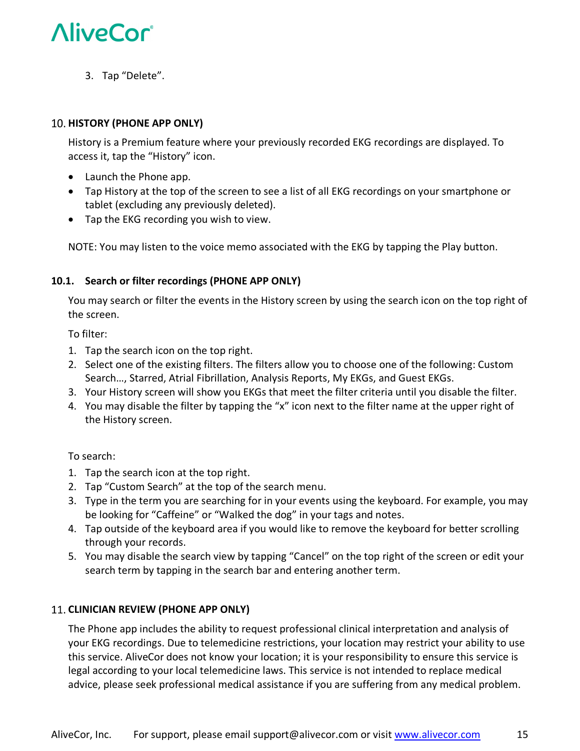3. Tap “Delete”.

## 10. HISTORY (PHONE APP ONLY)

History is a Premium feature where your previously recorded EKG recordings are displayed. To access it, tap the “History” icon.

- Launch the Phone app.
- Tap History at the top of the screen to see a list of all EKG recordings on your smartphone or tablet (excluding any previously deleted).
- Tap the EKG recording you wish to view.

NOTE: You may listen to the voice memo associated with the EKG by tapping the Play button.

### 10.1. Search or filter recordings (PHONE APP ONLY)

You may search or filter the events in the History screen by using the search icon on the top right of the screen.

To filter:

1. Tap the search icon on the top right.
2. Select one of the existing filters. The filters allow you to choose one of the following: Custom Search…, Starred, Atrial Fibrillation, Analysis Reports, My EKGs, and Guest EKGs.
3. Your History screen will show you EKGs that meet the filter criteria until you disable the filter.
4. You may disable the filter by tapping the “x” icon next to the filter name at the upper right of the History screen.

To search:

1. Tap the search icon at the top right.
2. Tap “Custom Search” at the top of the search menu.
3. Type in the term you are searching for in your events using the keyboard. For example, you may be looking for “Caffeine” or “Walked the dog” in your tags and notes.
4. Tap outside of the keyboard area if you would like to remove the keyboard for better scrolling through your records.
5. You may disable the search view by tapping “Cancel” on the top right of the screen or edit your search term by tapping in the search bar and entering another term.

## 11. CLINICIAN REVIEW (PHONE APP ONLY)

The Phone app includes the ability to request professional clinical interpretation and analysis of your EKG recordings. Due to telemedicine restrictions, your location may restrict your ability to use this service. AliveCor does not know your location; it is your responsibility to ensure this service is legal according to your local telemedicine laws. This service is not intended to replace medical advice, please seek professional medical assistance if you are suffering from any medical problem.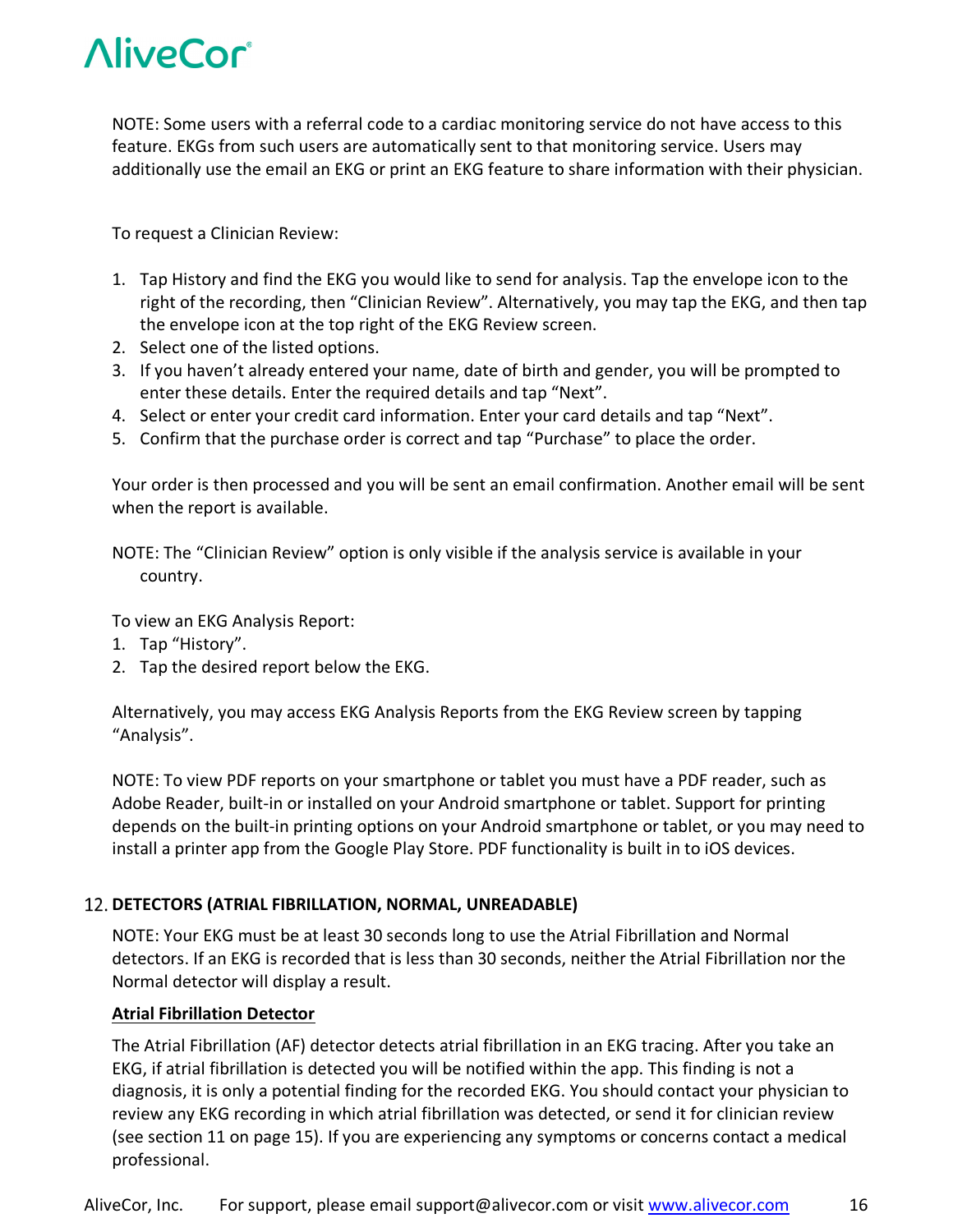NOTE: Some users with a referral code to a cardiac monitoring service do not have access to this feature. EKGs from such users are automatically sent to that monitoring service. Users may additionally use the email an EKG or print an EKG feature to share information with their physician.

To request a Clinician Review:

1. Tap History and find the EKG you would like to send for analysis. Tap the envelope icon to the right of the recording, then "Clinician Review". Alternatively, you may tap the EKG, and then tap the envelope icon at the top right of the EKG Review screen.
2. Select one of the listed options.
3. If you haven't already entered your name, date of birth and gender, you will be prompted to enter these details. Enter the required details and tap "Next".
4. Select or enter your credit card information. Enter your card details and tap "Next".
5. Confirm that the purchase order is correct and tap "Purchase" to place the order.

Your order is then processed and you will be sent an email confirmation. Another email will be sent when the report is available.

NOTE: The "Clinician Review" option is only visible if the analysis service is available in your country.

To view an EKG Analysis Report:

1. Tap "History".
2. Tap the desired report below the EKG.

Alternatively, you may access EKG Analysis Reports from the EKG Review screen by tapping "Analysis".

NOTE: To view PDF reports on your smartphone or tablet you must have a PDF reader, such as Adobe Reader, built-in or installed on your Android smartphone or tablet. Support for printing depends on the built-in printing options on your Android smartphone or tablet, or you may need to install a printer app from the Google Play Store. PDF functionality is built in to iOS devices.

## 12. DETECTORS (ATRIAL FIBRILLATION, NORMAL, UNREADABLE)

NOTE: Your EKG must be at least 30 seconds long to use the Atrial Fibrillation and Normal detectors. If an EKG is recorded that is less than 30 seconds, neither the Atrial Fibrillation nor the Normal detector will display a result.

### Atrial Fibrillation Detector

The Atrial Fibrillation (AF) detector detects atrial fibrillation in an EKG tracing. After you take an EKG, if atrial fibrillation is detected you will be notified within the app. This finding is not a diagnosis, it is only a potential finding for the recorded EKG. You should contact your physician to review any EKG recording in which atrial fibrillation was detected, or send it for clinician review (see section 11 on page 15). If you are experiencing any symptoms or concerns contact a medical professional.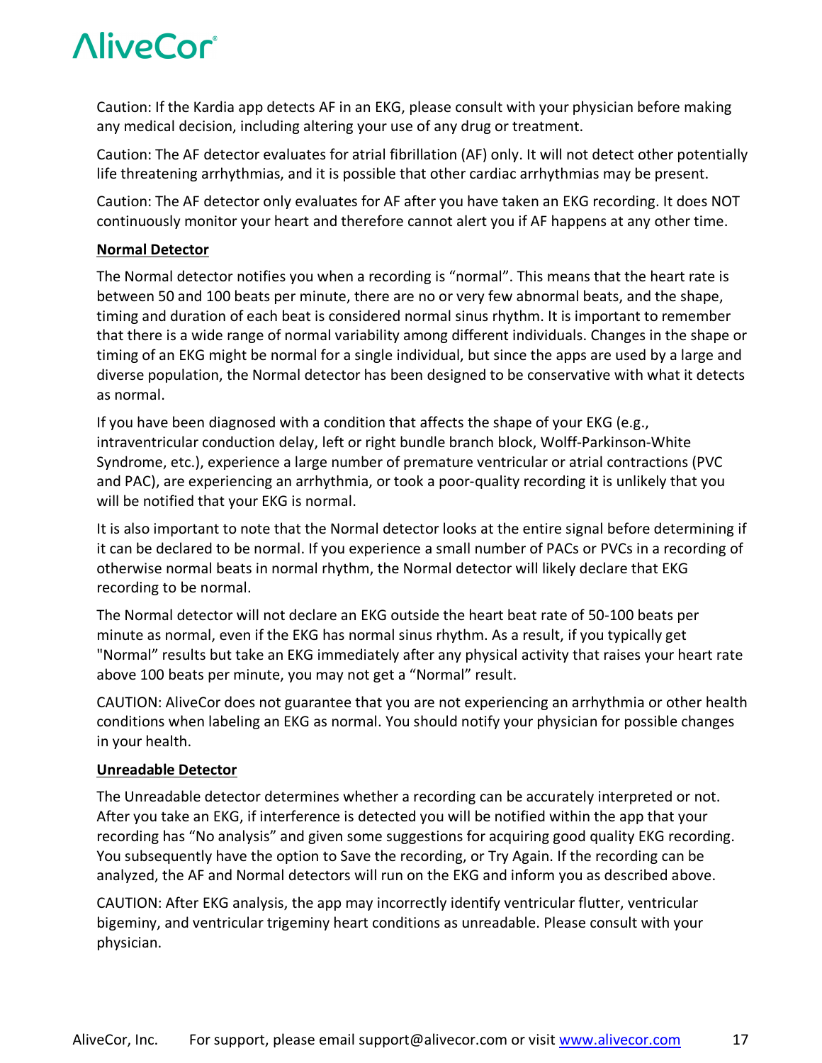Caution: If the Kardia app detects AF in an EKG, please consult with your physician before making any medical decision, including altering your use of any drug or treatment.

Caution: The AF detector evaluates for atrial fibrillation (AF) only. It will not detect other potentially life threatening arrhythmias, and it is possible that other cardiac arrhythmias may be present.

Caution: The AF detector only evaluates for AF after you have taken an EKG recording. It does NOT continuously monitor your heart and therefore cannot alert you if AF happens at any other time.

**Normal Detector**

The Normal detector notifies you when a recording is “normal”. This means that the heart rate is between 50 and 100 beats per minute, there are no or very few abnormal beats, and the shape, timing and duration of each beat is considered normal sinus rhythm. It is important to remember that there is a wide range of normal variability among different individuals. Changes in the shape or timing of an EKG might be normal for a single individual, but since the apps are used by a large and diverse population, the Normal detector has been designed to be conservative with what it detects as normal.

If you have been diagnosed with a condition that affects the shape of your EKG (e.g., intraventricular conduction delay, left or right bundle branch block, Wolff-Parkinson-White Syndrome, etc.), experience a large number of premature ventricular or atrial contractions (PVC and PAC), are experiencing an arrhythmia, or took a poor-quality recording it is unlikely that you will be notified that your EKG is normal.

It is also important to note that the Normal detector looks at the entire signal before determining if it can be declared to be normal. If you experience a small number of PACs or PVCs in a recording of otherwise normal beats in normal rhythm, the Normal detector will likely declare that EKG recording to be normal.

The Normal detector will not declare an EKG outside the heart beat rate of 50-100 beats per minute as normal, even if the EKG has normal sinus rhythm. As a result, if you typically get "Normal” results but take an EKG immediately after any physical activity that raises your heart rate above 100 beats per minute, you may not get a “Normal” result.

CAUTION: AliveCor does not guarantee that you are not experiencing an arrhythmia or other health conditions when labeling an EKG as normal. You should notify your physician for possible changes in your health.

**Unreadable Detector**

The Unreadable detector determines whether a recording can be accurately interpreted or not. After you take an EKG, if interference is detected you will be notified within the app that your recording has “No analysis” and given some suggestions for acquiring good quality EKG recording. You subsequently have the option to Save the recording, or Try Again. If the recording can be analyzed, the AF and Normal detectors will run on the EKG and inform you as described above.

CAUTION: After EKG analysis, the app may incorrectly identify ventricular flutter, ventricular bigeminy, and ventricular trigeminy heart conditions as unreadable. Please consult with your physician.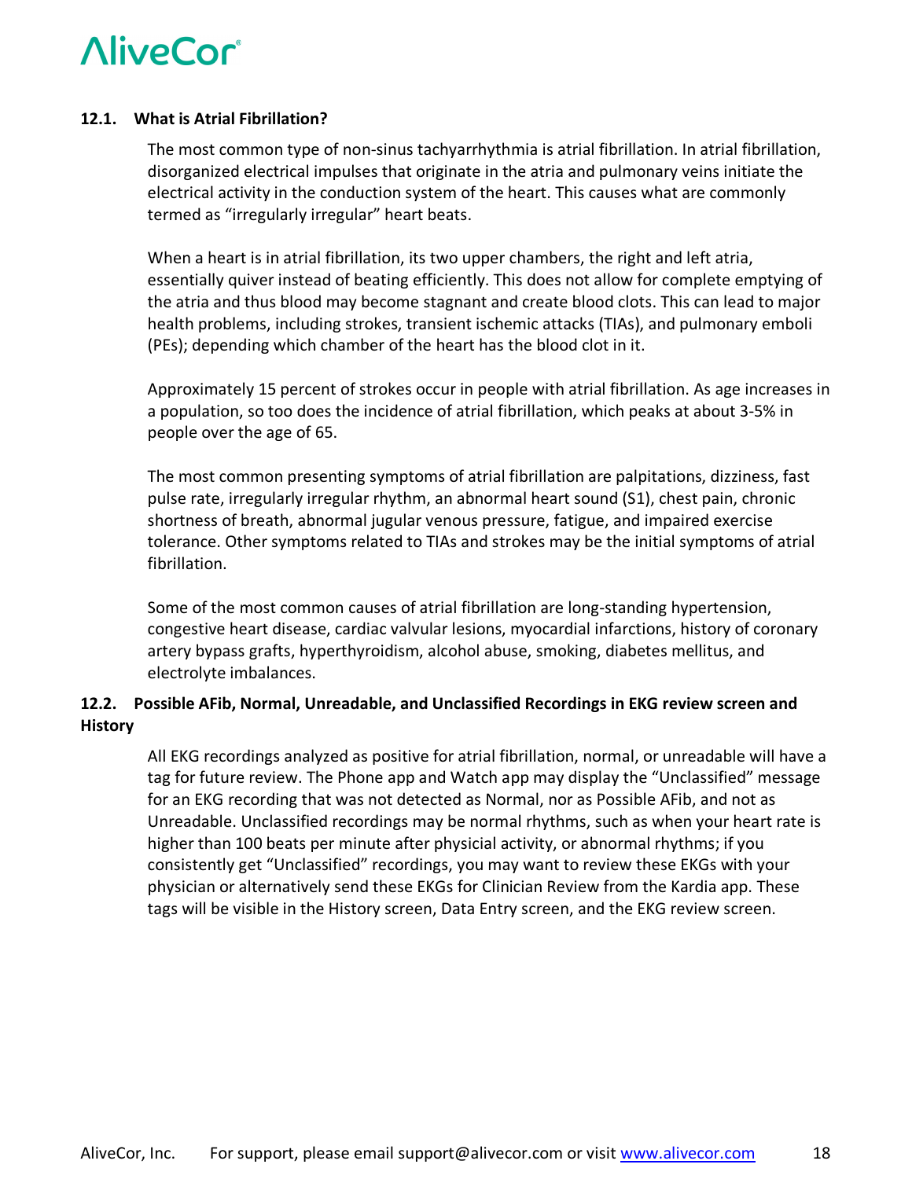### 12.1. What is Atrial Fibrillation?

The most common type of non-sinus tachyarrhythmia is atrial fibrillation. In atrial fibrillation, disorganized electrical impulses that originate in the atria and pulmonary veins initiate the electrical activity in the conduction system of the heart. This causes what are commonly termed as "irregularly irregular" heart beats.

When a heart is in atrial fibrillation, its two upper chambers, the right and left atria, essentially quiver instead of beating efficiently. This does not allow for complete emptying of the atria and thus blood may become stagnant and create blood clots. This can lead to major health problems, including strokes, transient ischemic attacks (TIAs), and pulmonary emboli (PEs); depending which chamber of the heart has the blood clot in it.

Approximately 15 percent of strokes occur in people with atrial fibrillation. As age increases in a population, so too does the incidence of atrial fibrillation, which peaks at about 3-5% in people over the age of 65.

The most common presenting symptoms of atrial fibrillation are palpitations, dizziness, fast pulse rate, irregularly irregular rhythm, an abnormal heart sound (S1), chest pain, chronic shortness of breath, abnormal jugular venous pressure, fatigue, and impaired exercise tolerance. Other symptoms related to TIAs and strokes may be the initial symptoms of atrial fibrillation.

Some of the most common causes of atrial fibrillation are long-standing hypertension, congestive heart disease, cardiac valvular lesions, myocardial infarctions, history of coronary artery bypass grafts, hyperthyroidism, alcohol abuse, smoking, diabetes mellitus, and electrolyte imbalances.

### 12.2. Possible AFib, Normal, Unreadable, and Unclassified Recordings in EKG review screen and History

All EKG recordings analyzed as positive for atrial fibrillation, normal, or unreadable will have a tag for future review. The Phone app and Watch app may display the "Unclassified" message for an EKG recording that was not detected as Normal, nor as Possible AFib, and not as Unreadable. Unclassified recordings may be normal rhythms, such as when your heart rate is higher than 100 beats per minute after physicial activity, or abnormal rhythms; if you consistently get "Unclassified" recordings, you may want to review these EKGs with your physician or alternatively send these EKGs for Clinician Review from the Kardia app. These tags will be visible in the History screen, Data Entry screen, and the EKG review screen.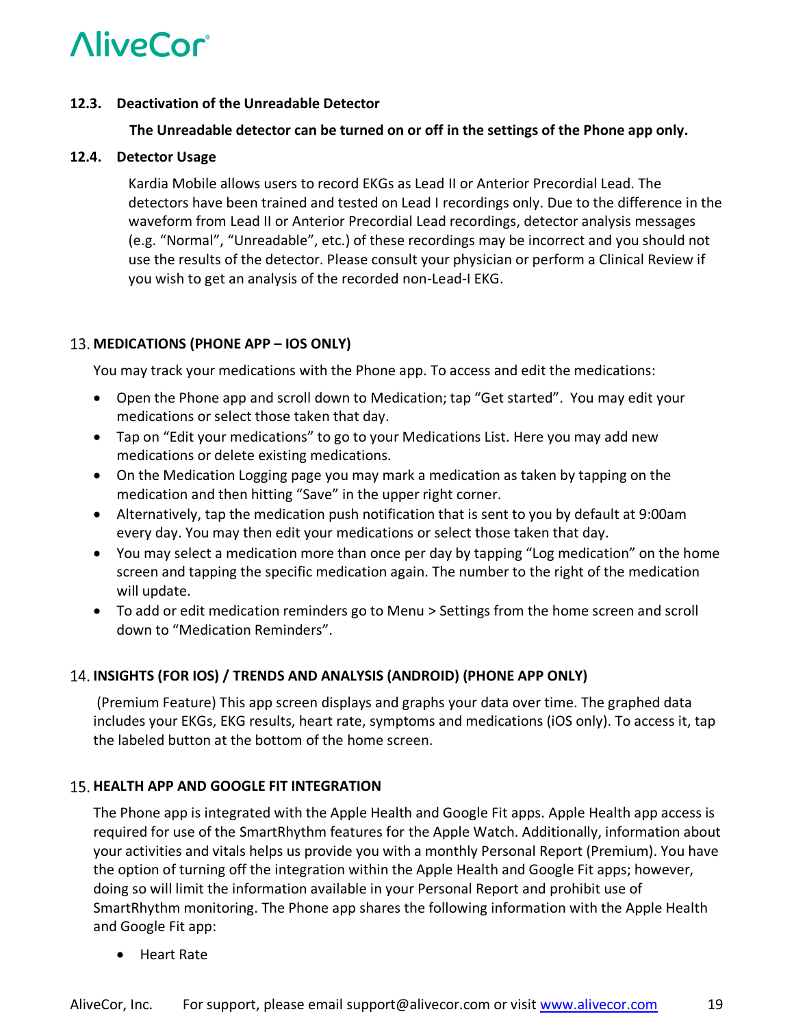### 12.3. Deactivation of the Unreadable Detector

**The Unreadable detector can be turned on or off in the settings of the Phone app only.**

### 12.4. Detector Usage

Kardia Mobile allows users to record EKGs as Lead II or Anterior Precordial Lead. The detectors have been trained and tested on Lead I recordings only. Due to the difference in the waveform from Lead II or Anterior Precordial Lead recordings, detector analysis messages (e.g. “Normal”, “Unreadable”, etc.) of these recordings may be incorrect and you should not use the results of the detector. Please consult your physician or perform a Clinical Review if you wish to get an analysis of the recorded non-Lead-I EKG.

## 13. MEDICATIONS (PHONE APP – IOS ONLY)

You may track your medications with the Phone app. To access and edit the medications:

- Open the Phone app and scroll down to Medication; tap “Get started”. You may edit your medications or select those taken that day.
- Tap on “Edit your medications” to go to your Medications List. Here you may add new medications or delete existing medications.
- On the Medication Logging page you may mark a medication as taken by tapping on the medication and then hitting “Save” in the upper right corner.
- Alternatively, tap the medication push notification that is sent to you by default at 9:00am every day. You may then edit your medications or select those taken that day.
- You may select a medication more than once per day by tapping “Log medication” on the home screen and tapping the specific medication again. The number to the right of the medication will update.
- To add or edit medication reminders go to Menu > Settings from the home screen and scroll down to “Medication Reminders”.

## 14. INSIGHTS (FOR IOS) / TRENDS AND ANALYSIS (ANDROID) (PHONE APP ONLY)

(Premium Feature) This app screen displays and graphs your data over time. The graphed data includes your EKGs, EKG results, heart rate, symptoms and medications (iOS only). To access it, tap the labeled button at the bottom of the home screen.

## 15. HEALTH APP AND GOOGLE FIT INTEGRATION

The Phone app is integrated with the Apple Health and Google Fit apps. Apple Health app access is required for use of the SmartRhythm features for the Apple Watch. Additionally, information about your activities and vitals helps us provide you with a monthly Personal Report (Premium). You have the option of turning off the integration within the Apple Health and Google Fit apps; however, doing so will limit the information available in your Personal Report and prohibit use of SmartRhythm monitoring. The Phone app shares the following information with the Apple Health and Google Fit app:

- Heart Rate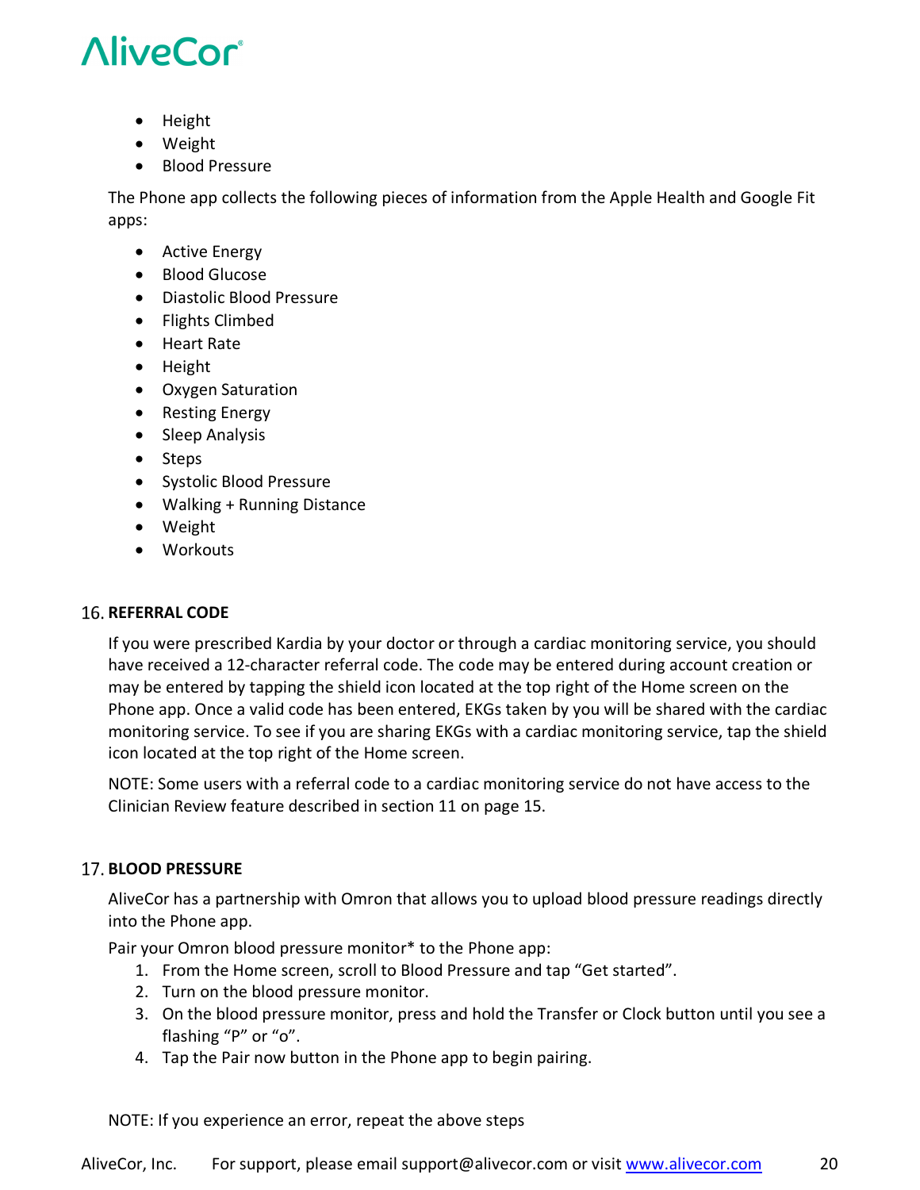- Height
- Weight
- Blood Pressure

The Phone app collects the following pieces of information from the Apple Health and Google Fit apps:

- Active Energy
- Blood Glucose
- Diastolic Blood Pressure
- Flights Climbed
- Heart Rate
- Height
- Oxygen Saturation
- Resting Energy
- Sleep Analysis
- Steps
- Systolic Blood Pressure
- Walking + Running Distance
- Weight
- Workouts

## 16. REFERRAL CODE

If you were prescribed Kardia by your doctor or through a cardiac monitoring service, you should have received a 12-character referral code. The code may be entered during account creation or may be entered by tapping the shield icon located at the top right of the Home screen on the Phone app. Once a valid code has been entered, EKGs taken by you will be shared with the cardiac monitoring service. To see if you are sharing EKGs with a cardiac monitoring service, tap the shield icon located at the top right of the Home screen.

NOTE: Some users with a referral code to a cardiac monitoring service do not have access to the Clinician Review feature described in section 11 on page 15.

## 17. BLOOD PRESSURE

AliveCor has a partnership with Omron that allows you to upload blood pressure readings directly into the Phone app.

Pair your Omron blood pressure monitor* to the Phone app:

1. From the Home screen, scroll to Blood Pressure and tap "Get started".
2. Turn on the blood pressure monitor.
3. On the blood pressure monitor, press and hold the Transfer or Clock button until you see a flashing "P" or "o".
4. Tap the Pair now button in the Phone app to begin pairing.

NOTE: If you experience an error, repeat the above steps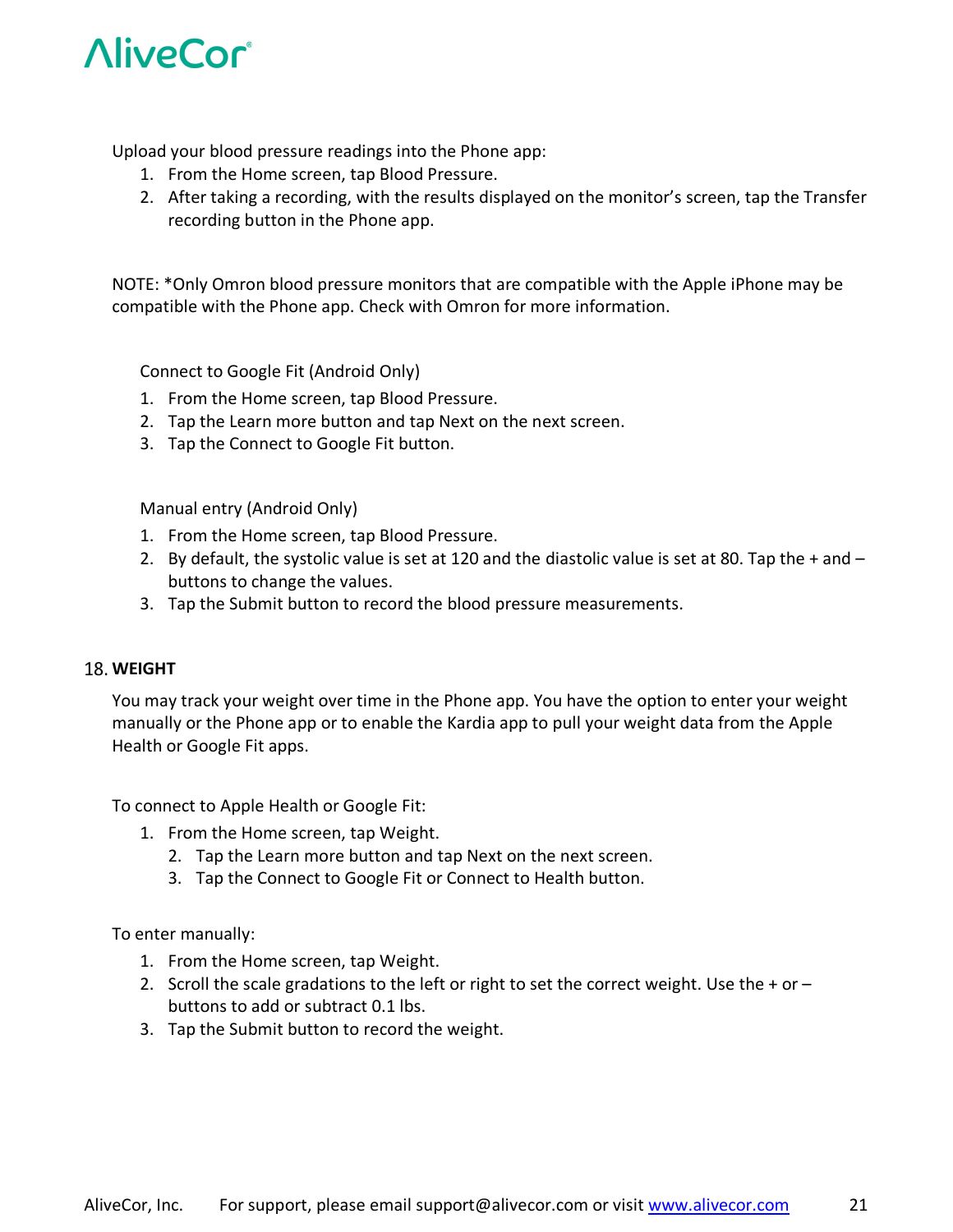Upload your blood pressure readings into the Phone app:

1. From the Home screen, tap Blood Pressure.
2. After taking a recording, with the results displayed on the monitor's screen, tap the Transfer recording button in the Phone app.

NOTE: *Only Omron blood pressure monitors that are compatible with the Apple iPhone may be compatible with the Phone app. Check with Omron for more information.

Connect to Google Fit (Android Only)

1. From the Home screen, tap Blood Pressure.
2. Tap the Learn more button and tap Next on the next screen.
3. Tap the Connect to Google Fit button.

Manual entry (Android Only)

1. From the Home screen, tap Blood Pressure.
2. By default, the systolic value is set at 120 and the diastolic value is set at 80. Tap the + and – buttons to change the values.
3. Tap the Submit button to record the blood pressure measurements.

## 18. WEIGHT

You may track your weight over time in the Phone app. You have the option to enter your weight manually or the Phone app or to enable the Kardia app to pull your weight data from the Apple Health or Google Fit apps.

To connect to Apple Health or Google Fit:

1. From the Home screen, tap Weight.
2. Tap the Learn more button and tap Next on the next screen.
3. Tap the Connect to Google Fit or Connect to Health button.

To enter manually:

1. From the Home screen, tap Weight.
2. Scroll the scale gradations to the left or right to set the correct weight. Use the + or – buttons to add or subtract 0.1 lbs.
3. Tap the Submit button to record the weight.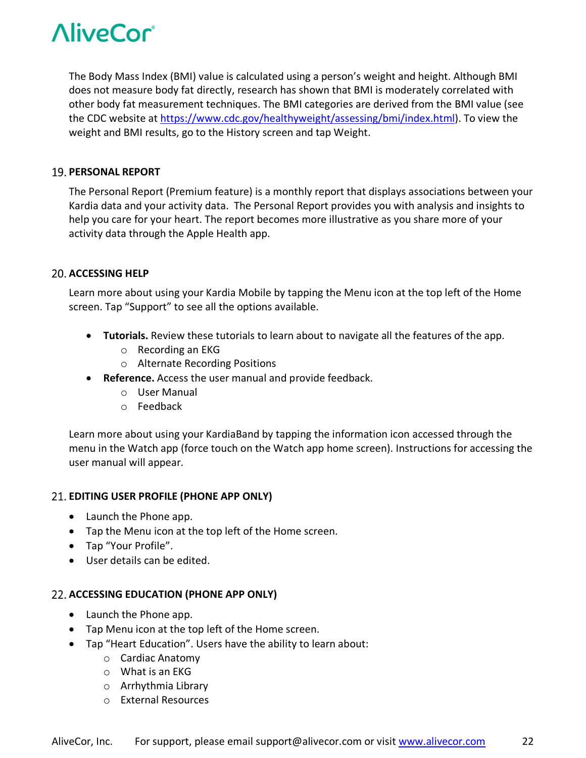The Body Mass Index (BMI) value is calculated using a person's weight and height. Although BMI does not measure body fat directly, research has shown that BMI is moderately correlated with other body fat measurement techniques. The BMI categories are derived from the BMI value (see the CDC website at https://www.cdc.gov/healthyweight/assessing/bmi/index.html). To view the weight and BMI results, go to the History screen and tap Weight.

## 19. PERSONAL REPORT

The Personal Report (Premium feature) is a monthly report that displays associations between your Kardia data and your activity data. The Personal Report provides you with analysis and insights to help you care for your heart. The report becomes more illustrative as you share more of your activity data through the Apple Health app.

## 20. ACCESSING HELP

Learn more about using your Kardia Mobile by tapping the Menu icon at the top left of the Home screen. Tap "Support" to see all the options available.

- **Tutorials.** Review these tutorials to learn about to navigate all the features of the app.
  - Recording an EKG
  - Alternate Recording Positions
- **Reference.** Access the user manual and provide feedback.
  - User Manual
  - Feedback

Learn more about using your KardiaBand by tapping the information icon accessed through the menu in the Watch app (force touch on the Watch app home screen). Instructions for accessing the user manual will appear.

## 21. EDITING USER PROFILE (PHONE APP ONLY)

- Launch the Phone app.
- Tap the Menu icon at the top left of the Home screen.
- Tap "Your Profile".
- User details can be edited.

## 22. ACCESSING EDUCATION (PHONE APP ONLY)

- Launch the Phone app.
- Tap Menu icon at the top left of the Home screen.
- Tap "Heart Education". Users have the ability to learn about:
  - Cardiac Anatomy
  - What is an EKG
  - Arrhythmia Library
  - External Resources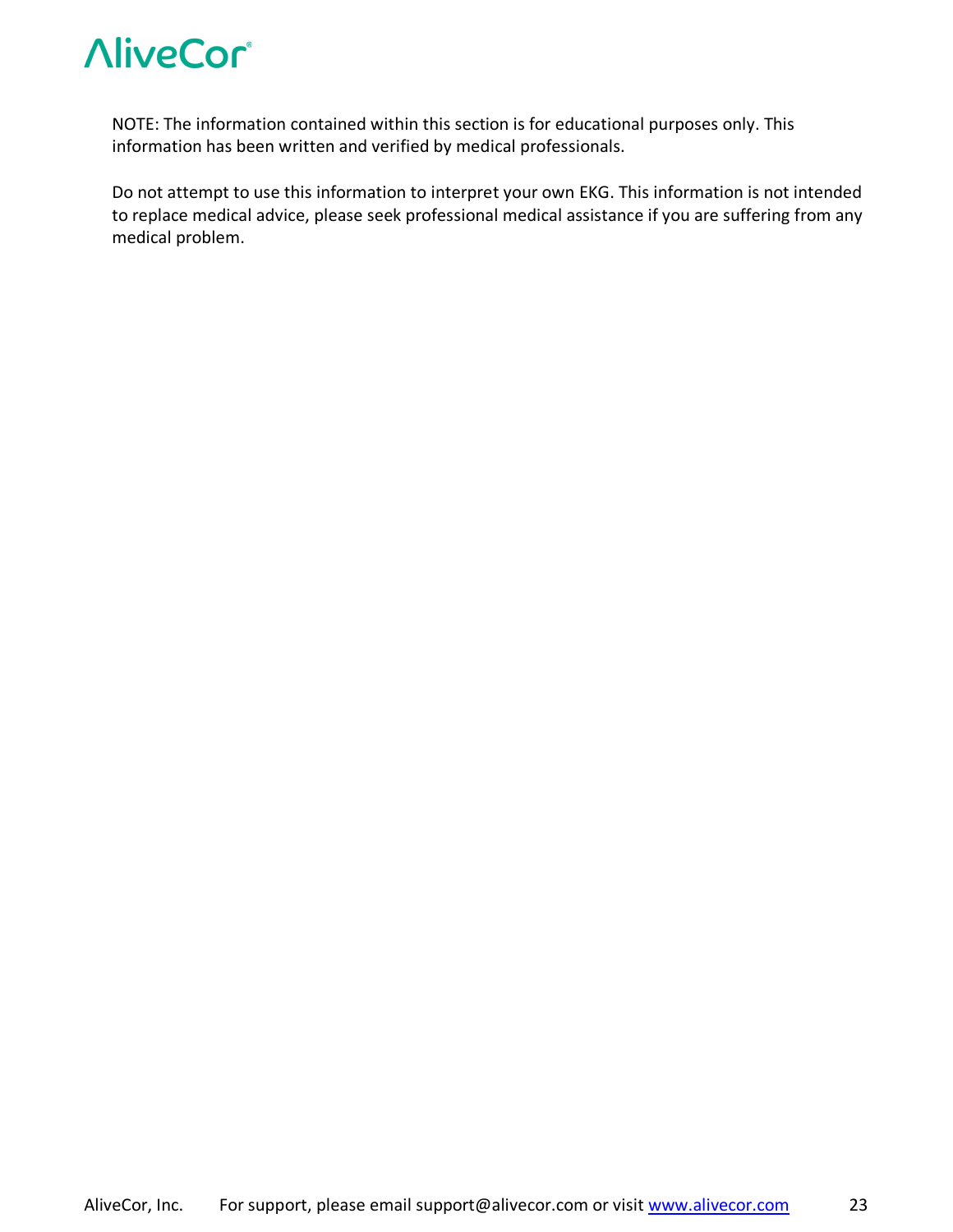NOTE: The information contained within this section is for educational purposes only. This information has been written and verified by medical professionals.

Do not attempt to use this information to interpret your own EKG. This information is not intended to replace medical advice, please seek professional medical assistance if you are suffering from any medical problem.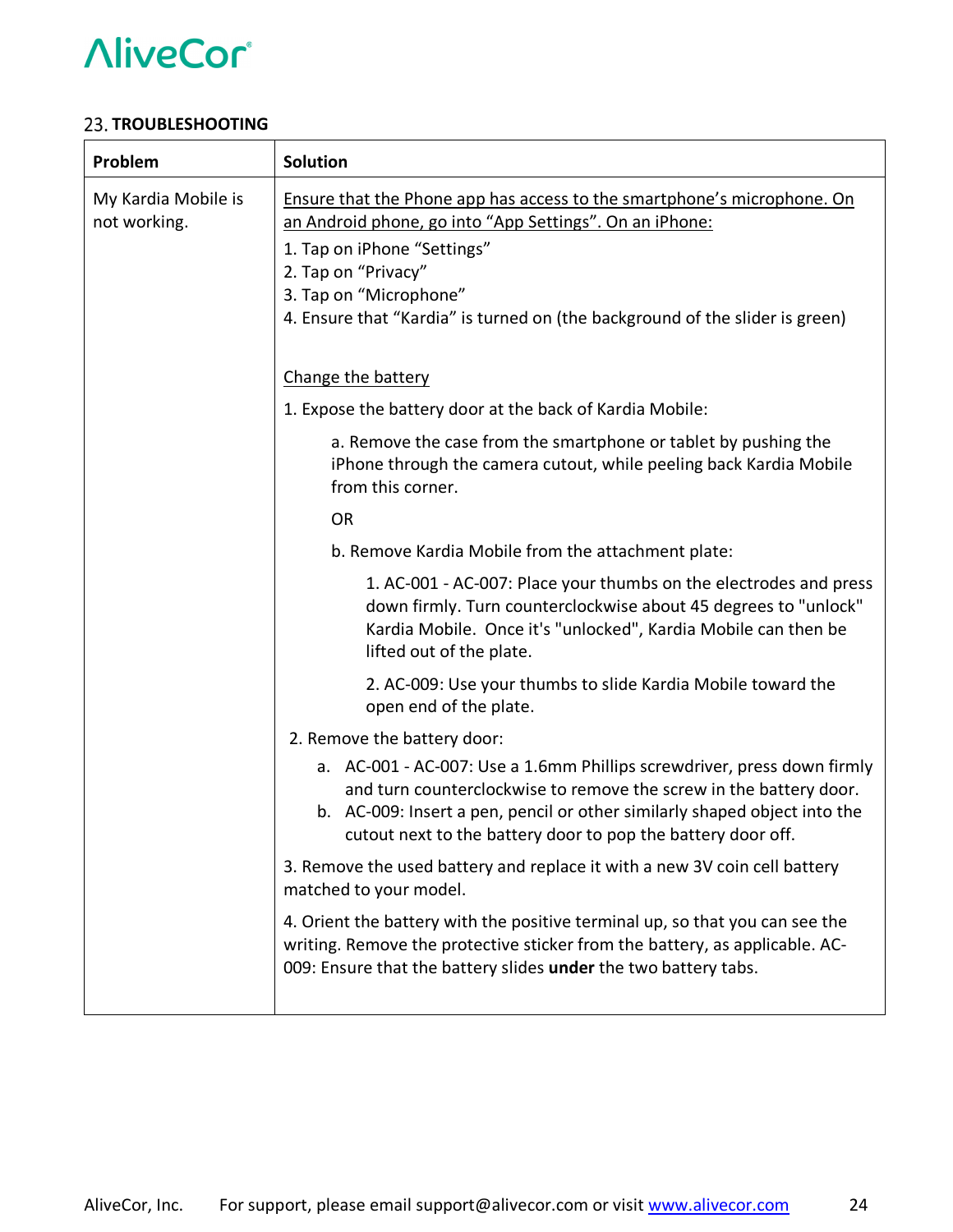## 23. TROUBLESHOOTING

| Problem | Solution |
|---|---|
| My Kardia Mobile is not working. | Ensure that the Phone app has access to the smartphone's microphone. On an Android phone, go into "App Settings". On an iPhone:<br>1. Tap on iPhone "Settings"<br>2. Tap on "Privacy"<br>3. Tap on "Microphone"<br>4. Ensure that "Kardia" is turned on (the background of the slider is green)<br><br>Change the battery<br>1. Expose the battery door at the back of Kardia Mobile:<br>a. Remove the case from the smartphone or tablet by pushing the iPhone through the camera cutout, while peeling back Kardia Mobile from this corner.<br>OR<br>b. Remove Kardia Mobile from the attachment plate:<br>1. AC-001 - AC-007: Place your thumbs on the electrodes and press down firmly. Turn counterclockwise about 45 degrees to "unlock" Kardia Mobile. Once it's "unlocked", Kardia Mobile can then be lifted out of the plate.<br>2. AC-009: Use your thumbs to slide Kardia Mobile toward the open end of the plate.<br>2. Remove the battery door:<br>a. AC-001 - AC-007: Use a 1.6mm Phillips screwdriver, press down firmly and turn counterclockwise to remove the screw in the battery door.<br>b. AC-009: Insert a pen, pencil or other similarly shaped object into the cutout next to the battery door to pop the battery door off.<br>3. Remove the used battery and replace it with a new 3V coin cell battery matched to your model.<br>4. Orient the battery with the positive terminal up, so that you can see the writing. Remove the protective sticker from the battery, as applicable. AC-009: Ensure that the battery slides **under** the two battery tabs. |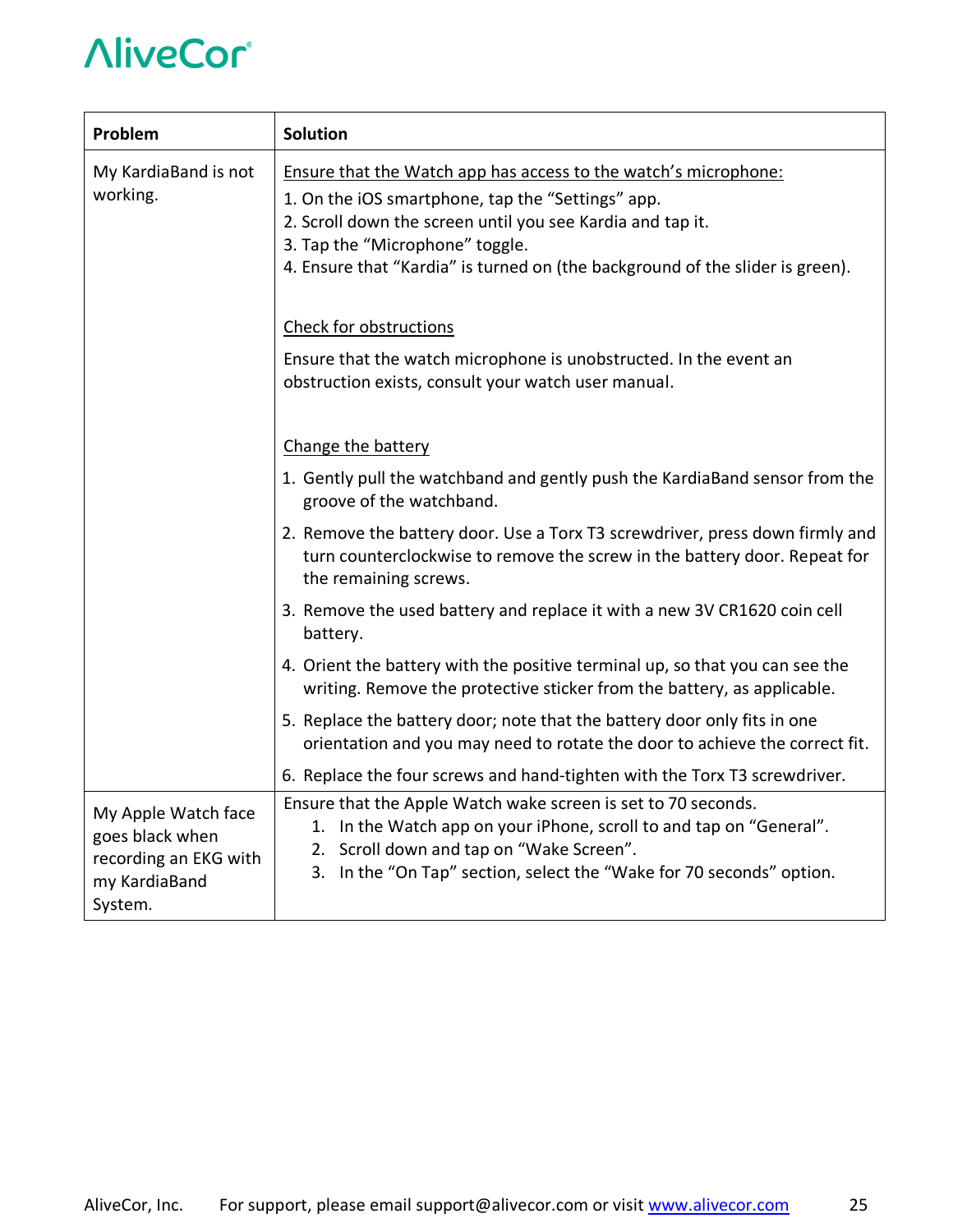| Problem | Solution |
|---|---|
| My KardiaBand is not working. | <u>Ensure that the Watch app has access to the watch's microphone:</u><br>1. On the iOS smartphone, tap the "Settings" app.<br>2. Scroll down the screen until you see Kardia and tap it.<br>3. Tap the "Microphone" toggle.<br>4. Ensure that "Kardia" is turned on (the background of the slider is green).<br><br><u>Check for obstructions</u><br>Ensure that the watch microphone is unobstructed. In the event an obstruction exists, consult your watch user manual.<br><br><u>Change the battery</u><br>1. Gently pull the watchband and gently push the KardiaBand sensor from the groove of the watchband.<br>2. Remove the battery door. Use a Torx T3 screwdriver, press down firmly and turn counterclockwise to remove the screw in the battery door. Repeat for the remaining screws.<br>3. Remove the used battery and replace it with a new 3V CR1620 coin cell battery.<br>4. Orient the battery with the positive terminal up, so that you can see the writing. Remove the protective sticker from the battery, as applicable.<br>5. Replace the battery door; note that the battery door only fits in one orientation and you may need to rotate the door to achieve the correct fit.<br>6. Replace the four screws and hand-tighten with the Torx T3 screwdriver. |
| My Apple Watch face goes black when recording an EKG with my KardiaBand System. | Ensure that the Apple Watch wake screen is set to 70 seconds.<br>1. In the Watch app on your iPhone, scroll to and tap on "General".<br>2. Scroll down and tap on "Wake Screen".<br>3. In the "On Tap" section, select the "Wake for 70 seconds" option. |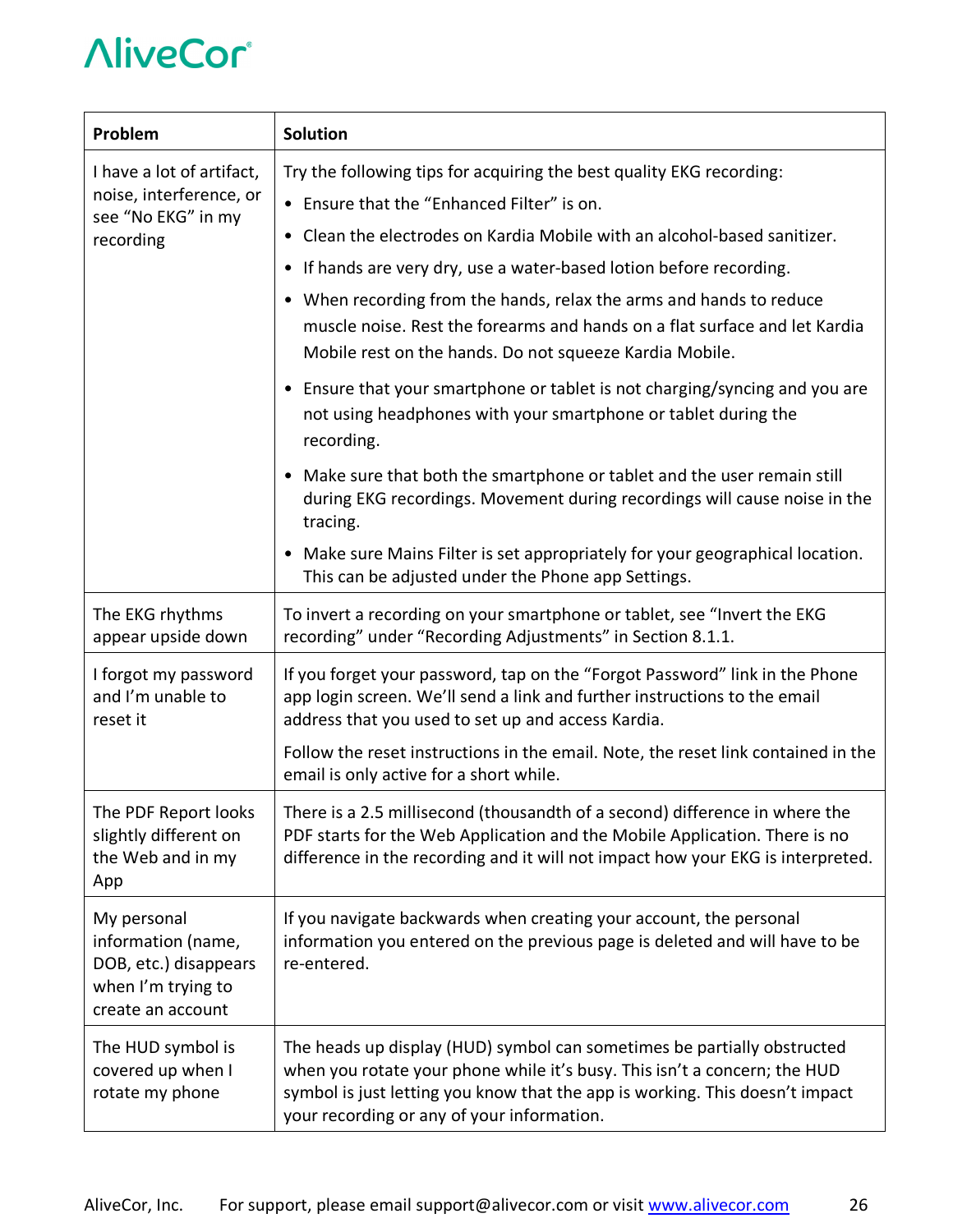| Problem | Solution |
|---|---|
| I have a lot of artifact, noise, interference, or see “No EKG” in my recording | Try the following tips for acquiring the best quality EKG recording:<br>• Ensure that the “Enhanced Filter” is on.<br>• Clean the electrodes on Kardia Mobile with an alcohol-based sanitizer.<br>• If hands are very dry, use a water-based lotion before recording.<br>• When recording from the hands, relax the arms and hands to reduce muscle noise. Rest the forearms and hands on a flat surface and let Kardia Mobile rest on the hands. Do not squeeze Kardia Mobile.<br>• Ensure that your smartphone or tablet is not charging/syncing and you are not using headphones with your smartphone or tablet during the recording.<br>• Make sure that both the smartphone or tablet and the user remain still during EKG recordings. Movement during recordings will cause noise in the tracing.<br>• Make sure Mains Filter is set appropriately for your geographical location. This can be adjusted under the Phone app Settings. |
| The EKG rhythms appear upside down | To invert a recording on your smartphone or tablet, see “Invert the EKG recording” under “Recording Adjustments” in Section 8.1.1. |
| I forgot my password and I’m unable to reset it | If you forget your password, tap on the “Forgot Password” link in the Phone app login screen. We’ll send a link and further instructions to the email address that you used to set up and access Kardia.<br><br>Follow the reset instructions in the email. Note, the reset link contained in the email is only active for a short while. |
| The PDF Report looks slightly different on the Web and in my App | There is a 2.5 millisecond (thousandth of a second) difference in where the PDF starts for the Web Application and the Mobile Application. There is no difference in the recording and it will not impact how your EKG is interpreted. |
| My personal information (name, DOB, etc.) disappears when I’m trying to create an account | If you navigate backwards when creating your account, the personal information you entered on the previous page is deleted and will have to be re-entered. |
| The HUD symbol is covered up when I rotate my phone | The heads up display (HUD) symbol can sometimes be partially obstructed when you rotate your phone while it’s busy. This isn’t a concern; the HUD symbol is just letting you know that the app is working. This doesn’t impact your recording or any of your information. |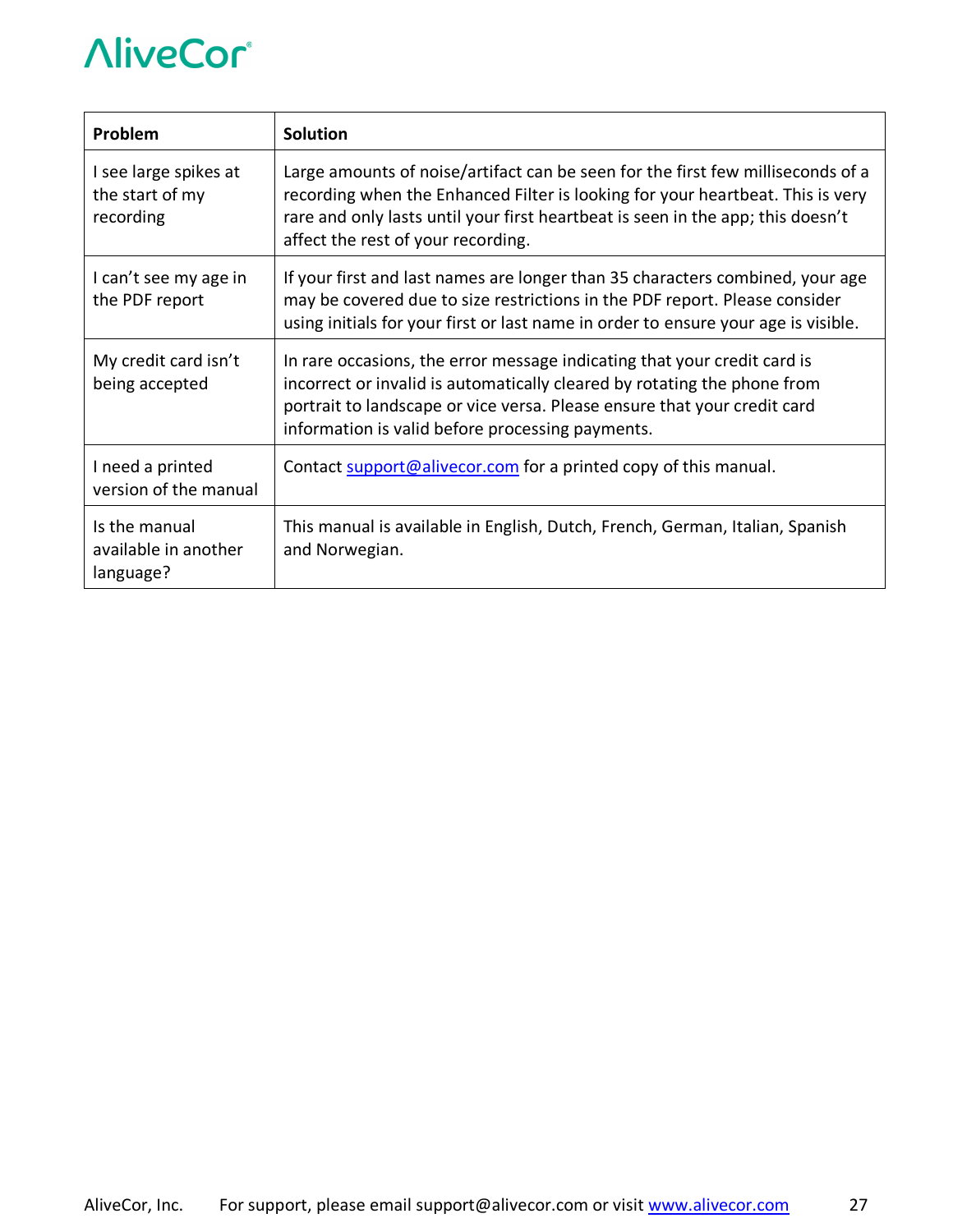| Problem | Solution |
|---|---|
| I see large spikes at the start of my recording | Large amounts of noise/artifact can be seen for the first few milliseconds of a recording when the Enhanced Filter is looking for your heartbeat. This is very rare and only lasts until your first heartbeat is seen in the app; this doesn't affect the rest of your recording. |
| I can't see my age in the PDF report | If your first and last names are longer than 35 characters combined, your age may be covered due to size restrictions in the PDF report. Please consider using initials for your first or last name in order to ensure your age is visible. |
| My credit card isn't being accepted | In rare occasions, the error message indicating that your credit card is incorrect or invalid is automatically cleared by rotating the phone from portrait to landscape or vice versa. Please ensure that your credit card information is valid before processing payments. |
| I need a printed version of the manual | Contact support@alivecor.com for a printed copy of this manual. |
| Is the manual available in another language? | This manual is available in English, Dutch, French, German, Italian, Spanish and Norwegian. |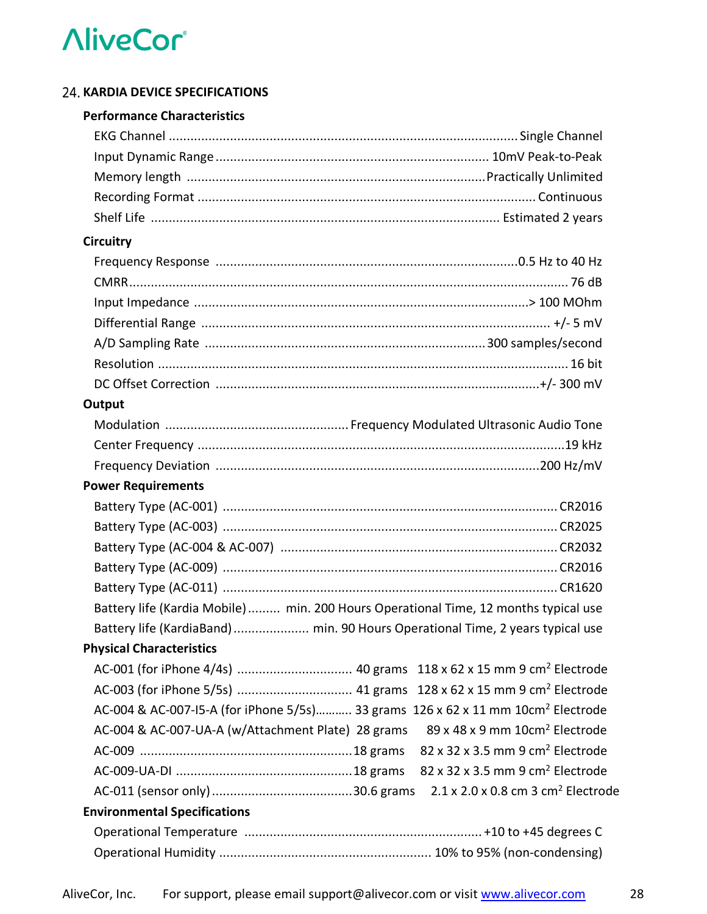## 24. KARDIA DEVICE SPECIFICATIONS

### Performance Characteristics

| | |
|---|---|
| EKG Channel | Single Channel |
| Input Dynamic Range | 10mV Peak-to-Peak |
| Memory length | Practically Unlimited |
| Recording Format | Continuous |
| Shelf Life | Estimated 2 years |

### Circuitry

| | |
|---|---|
| Frequency Response | 0.5 Hz to 40 Hz |
| CMRR | 76 dB |
| Input Impedance | > 100 MOhm |
| Differential Range | +/- 5 mV |
| A/D Sampling Rate | 300 samples/second |
| Resolution | 16 bit |
| DC Offset Correction | +/- 300 mV |

### Output

| | |
|---|---|
| Modulation | Frequency Modulated Ultrasonic Audio Tone |
| Center Frequency | 19 kHz |
| Frequency Deviation | 200 Hz/mV |

### Power Requirements

| | |
|---|---|
| Battery Type (AC-001) | CR2016 |
| Battery Type (AC-003) | CR2025 |
| Battery Type (AC-004 & AC-007) | CR2032 |
| Battery Type (AC-009) | CR2016 |
| Battery Type (AC-011) | CR1620 |
| Battery life (Kardia Mobile) | min. 200 Hours Operational Time, 12 months typical use |
| Battery life (KardiaBand) | min. 90 Hours Operational Time, 2 years typical use |

### Physical Characteristics

| | | |
|---|---|---|
| AC-001 (for iPhone 4/4s) | 40 grams | 118 x 62 x 15 mm 9 $cm^2$ Electrode |
| AC-003 (for iPhone 5/5s) | 41 grams | 128 x 62 x 15 mm 9 $cm^2$ Electrode |
| AC-004 & AC-007-I5-A (for iPhone 5/5s) | 33 grams | 126 x 62 x 11 mm 10$cm^2$ Electrode |
| AC-004 & AC-007-UA-A (w/Attachment Plate) | 28 grams | 89 x 48 x 9 mm 10$cm^2$ Electrode |
| AC-009 | 18 grams | 82 x 32 x 3.5 mm 9 $cm^2$ Electrode |
| AC-009-UA-DI | 18 grams | 82 x 32 x 3.5 mm 9 $cm^2$ Electrode |
| AC-011 (sensor only) | 30.6 grams | 2.1 x 2.0 x 0.8 cm 3 $cm^2$ Electrode |

### Environmental Specifications

| | |
|---|---|
| Operational Temperature | +10 to +45 degrees C |
| Operational Humidity | 10% to 95% (non-condensing) |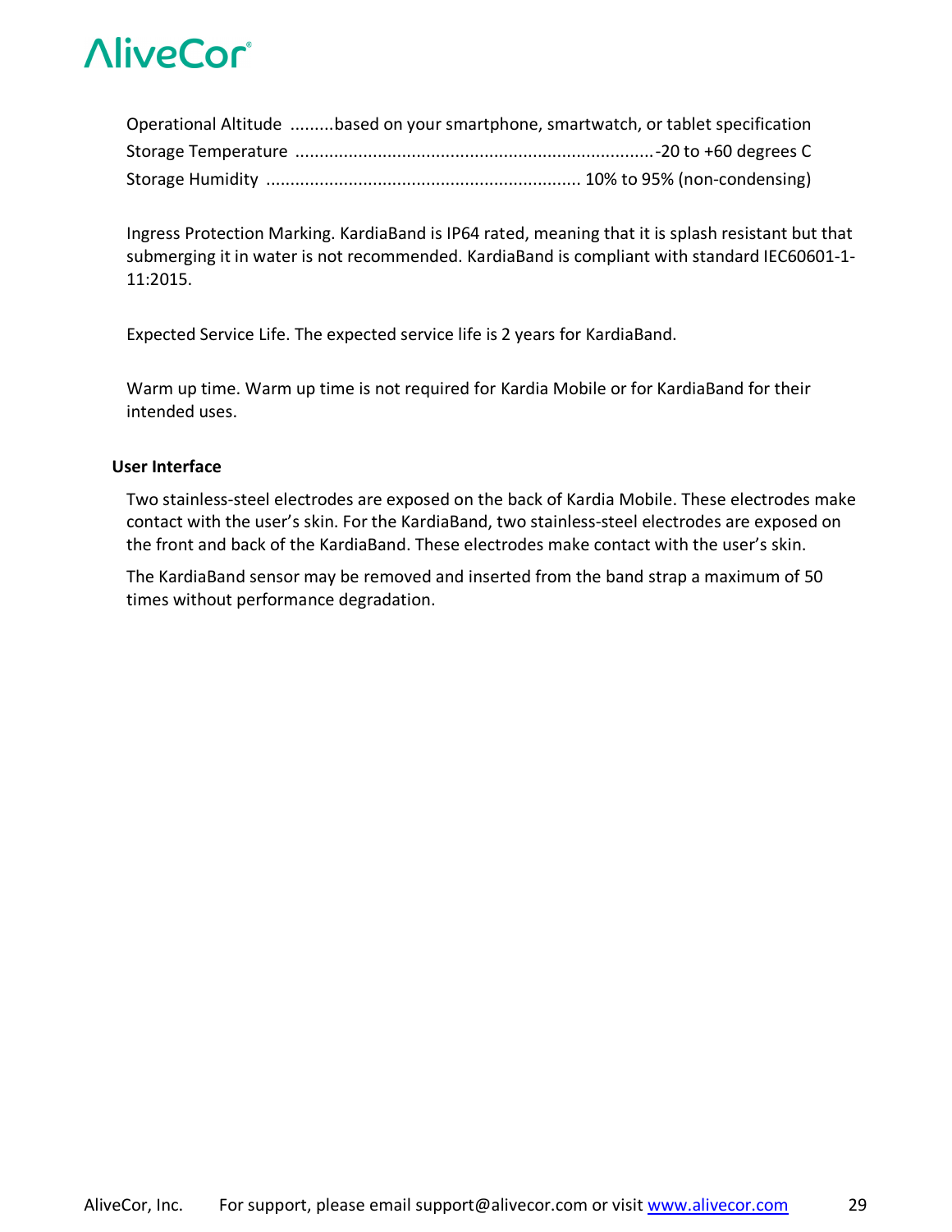Operational Altitude .........based on your smartphone, smartwatch, or tablet specification
Storage Temperature ..........................................................................-20 to +60 degrees C
Storage Humidity ................................................................ 10% to 95% (non-condensing)

Ingress Protection Marking. KardiaBand is IP64 rated, meaning that it is splash resistant but that submerging it in water is not recommended. KardiaBand is compliant with standard IEC60601-1-11:2015.

Expected Service Life. The expected service life is 2 years for KardiaBand.

Warm up time. Warm up time is not required for Kardia Mobile or for KardiaBand for their intended uses.

**User Interface**

Two stainless-steel electrodes are exposed on the back of Kardia Mobile. These electrodes make contact with the user's skin. For the KardiaBand, two stainless-steel electrodes are exposed on the front and back of the KardiaBand. These electrodes make contact with the user's skin.

The KardiaBand sensor may be removed and inserted from the band strap a maximum of 50 times without performance degradation.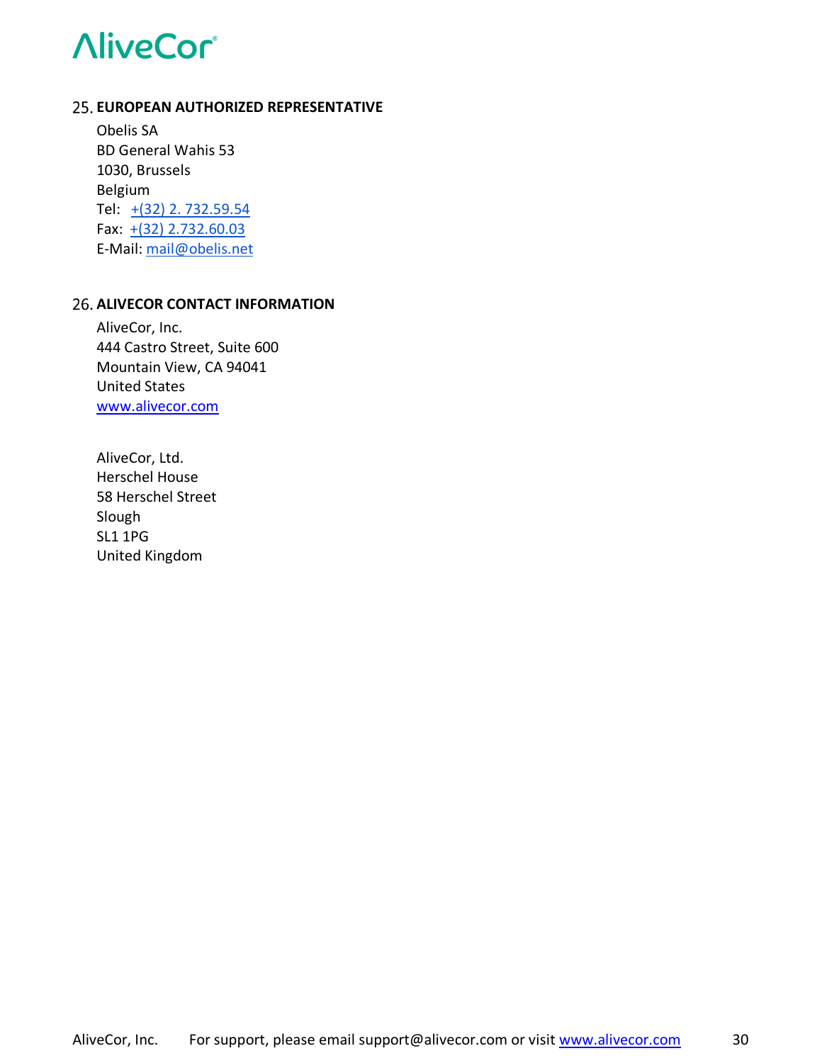## 25. EUROPEAN AUTHORIZED REPRESENTATIVE

Obelis SA
BD General Wahis 53
1030, Brussels
Belgium
Tel: +(32) 2. 732.59.54
Fax: +(32) 2.732.60.03
E-Mail: mail@obelis.net

## 26. ALIVECOR CONTACT INFORMATION

AliveCor, Inc.
444 Castro Street, Suite 600
Mountain View, CA 94041
United States
www.alivecor.com

AliveCor, Ltd.
Herschel House
58 Herschel Street
Slough
SL1 1PG
United Kingdom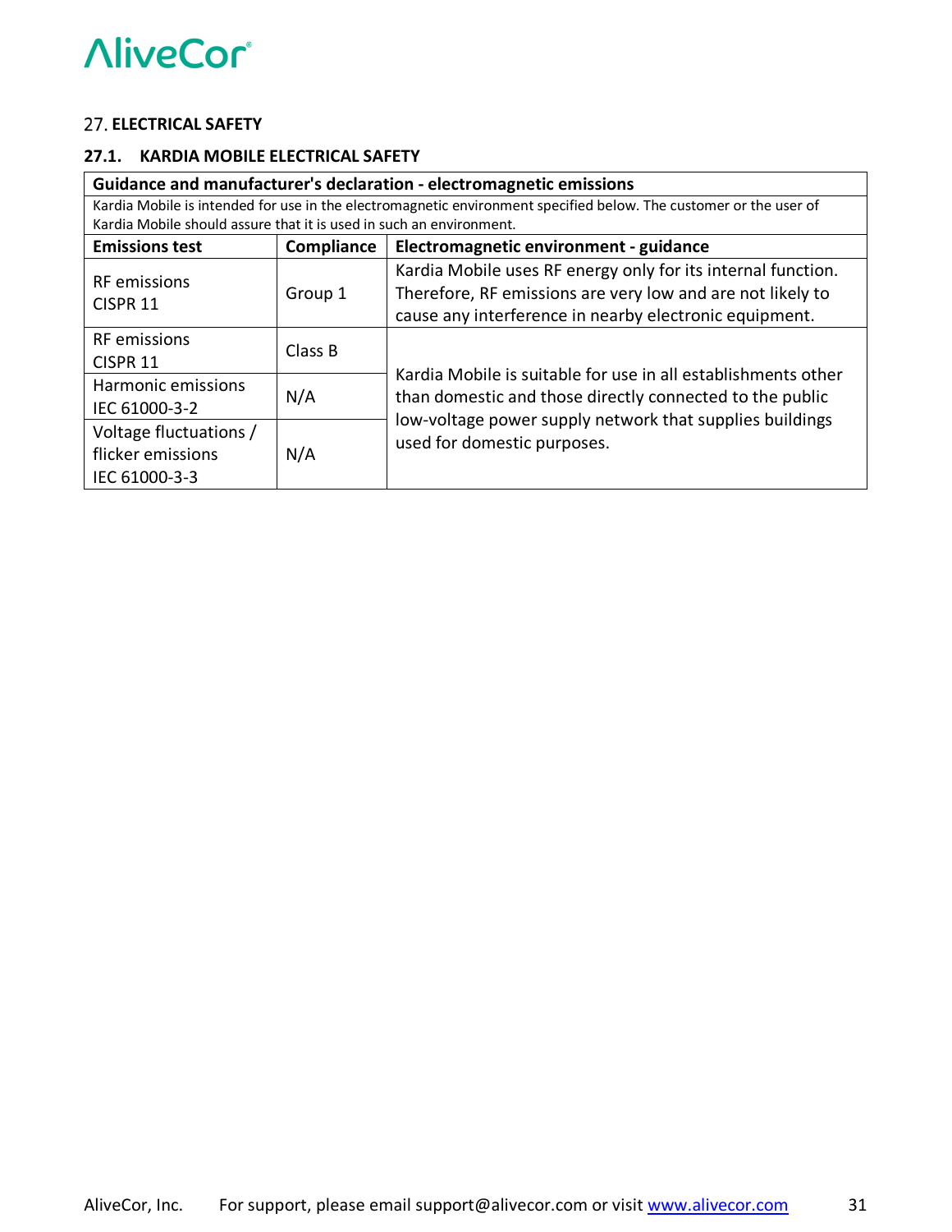## 27. ELECTRICAL SAFETY

### 27.1. KARDIA MOBILE ELECTRICAL SAFETY

| Guidance and manufacturer's declaration - electromagnetic emissions | | |
|---|---|---|
| Kardia Mobile is intended for use in the electromagnetic environment specified below. The customer or the user of Kardia Mobile should assure that it is used in such an environment. | | |
| **Emissions test** | **Compliance** | **Electromagnetic environment - guidance** |
| RF emissions CISPR 11 | Group 1 | Kardia Mobile uses RF energy only for its internal function. Therefore, RF emissions are very low and are not likely to cause any interference in nearby electronic equipment. |
| RF emissions CISPR 11 | Class B | Kardia Mobile is suitable for use in all establishments other than domestic and those directly connected to the public low-voltage power supply network that supplies buildings used for domestic purposes. |
| Harmonic emissions IEC 61000-3-2 | N/A | |
| Voltage fluctuations / flicker emissions IEC 61000-3-3 | N/A | |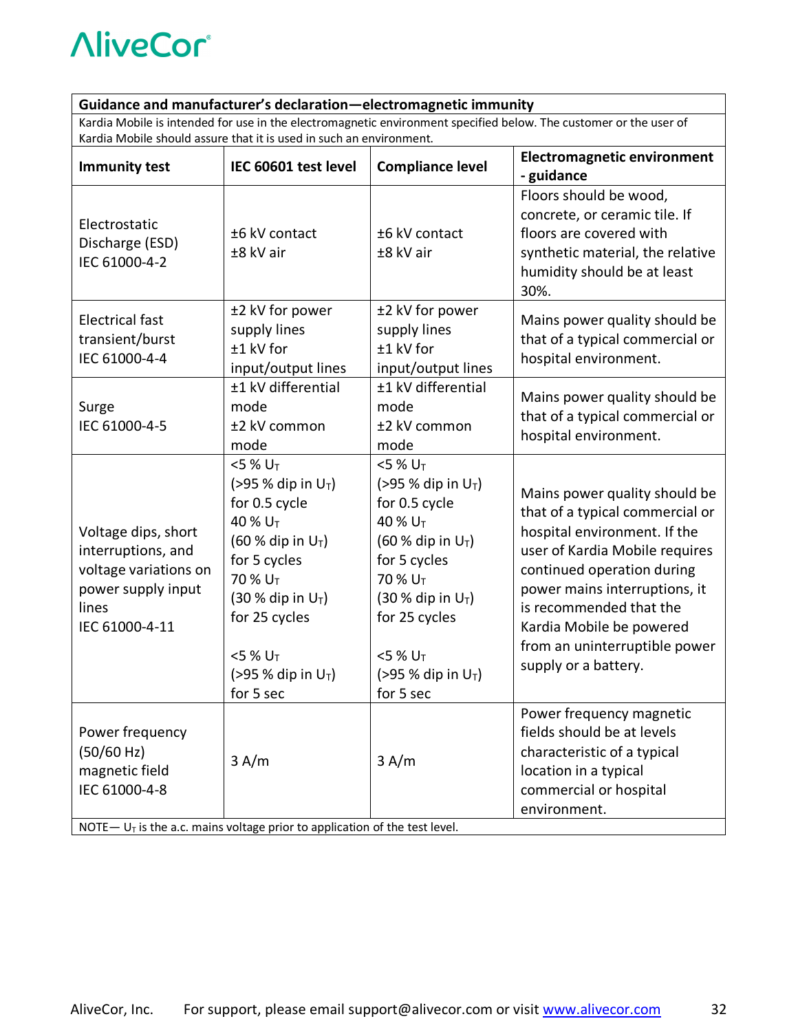| **Guidance and manufacturer's declaration—electromagnetic immunity** | | | |
|---|---|---|---|
| Kardia Mobile is intended for use in the electromagnetic environment specified below. The customer or the user of Kardia Mobile should assure that it is used in such an environment. | | | |
| **Immunity test** | **IEC 60601 test level** | **Compliance level** | **Electromagnetic environment - guidance** |
| Electrostatic Discharge (ESD) IEC 61000-4-2 | ±6 kV contact ±8 kV air | ±6 kV contact ±8 kV air | Floors should be wood, concrete, or ceramic tile. If floors are covered with synthetic material, the relative humidity should be at least 30%. |
| Electrical fast transient/burst IEC 61000-4-4 | ±2 kV for power supply lines ±1 kV for input/output lines | ±2 kV for power supply lines ±1 kV for input/output lines | Mains power quality should be that of a typical commercial or hospital environment. |
| Surge IEC 61000-4-5 | ±1 kV differential mode ±2 kV common mode | ±1 kV differential mode ±2 kV common mode | Mains power quality should be that of a typical commercial or hospital environment. |
| Voltage dips, short interruptions, and voltage variations on power supply input lines IEC 61000-4-11 | <5 % $U_T$ (>95 % dip in $U_T$) for 0.5 cycle 40 % $U_T$ (60 % dip in $U_T$) for 5 cycles 70 % $U_T$ (30 % dip in $U_T$) for 25 cycles <5 % $U_T$ (>95 % dip in $U_T$) for 5 sec | <5 % $U_T$ (>95 % dip in $U_T$) for 0.5 cycle 40 % $U_T$ (60 % dip in $U_T$) for 5 cycles 70 % $U_T$ (30 % dip in $U_T$) for 25 cycles <5 % $U_T$ (>95 % dip in $U_T$) for 5 sec | Mains power quality should be that of a typical commercial or hospital environment. If the user of Kardia Mobile requires continued operation during power mains interruptions, it is recommended that the Kardia Mobile be powered from an uninterruptible power supply or a battery. |
| Power frequency (50/60 Hz) magnetic field IEC 61000-4-8 | 3 A/m | 3 A/m | Power frequency magnetic fields should be at levels characteristic of a typical location in a typical commercial or hospital environment. |
| NOTE— $U_T$ is the a.c. mains voltage prior to application of the test level. | | | |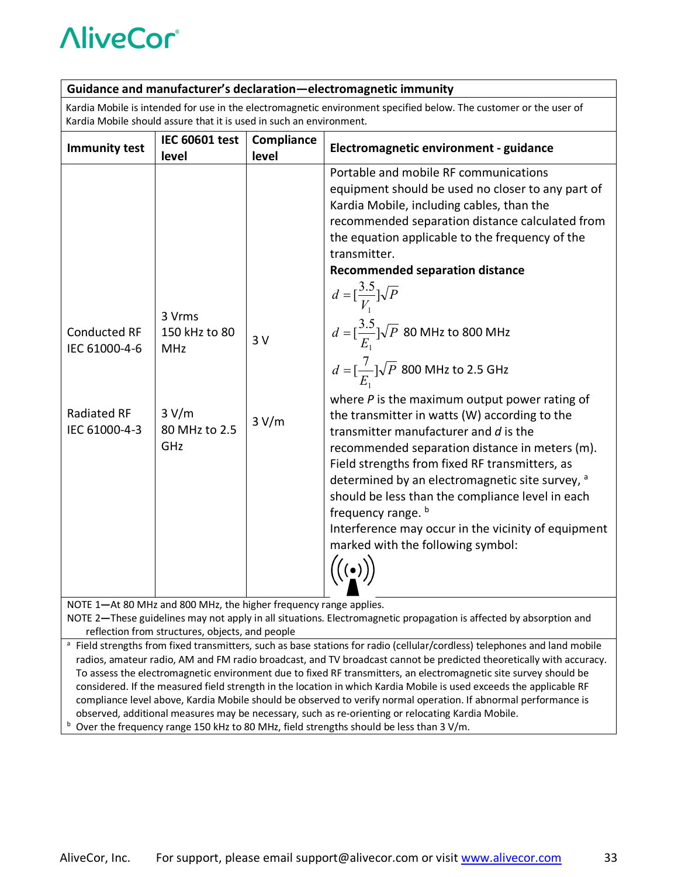| Guidance and manufacturer's declaration—electromagnetic immunity | | | |
|---|---|---|---|
| Kardia Mobile is intended for use in the electromagnetic environment specified below. The customer or the user of Kardia Mobile should assure that it is used in such an environment. | | | |
| **Immunity test** | **IEC 60601 test level** | **Compliance level** | **Electromagnetic environment - guidance** |
| Conducted RF IEC 61000-4-6<br><br>Radiated RF IEC 61000-4-3 | 3 Vrms 150 kHz to 80 MHz<br><br>3 V/m 80 MHz to 2.5 GHz | 3 V<br><br>3 V/m | Portable and mobile RF communications equipment should be used no closer to any part of Kardia Mobile, including cables, than the recommended separation distance calculated from the equation applicable to the frequency of the transmitter.<br>**Recommended separation distance**<br>$d = [\frac{3.5}{V_1}]\sqrt{P}$<br>$d = [\frac{3.5}{E_1}]\sqrt{P}$ 80 MHz to 800 MHz<br>$d = [\frac{7}{E_1}]\sqrt{P}$ 800 MHz to 2.5 GHz<br>where *P* is the maximum output power rating of the transmitter in watts (W) according to the transmitter manufacturer and *d* is the recommended separation distance in meters (m).<br>Field strengths from fixed RF transmitters, as determined by an electromagnetic site survey, [a] should be less than the compliance level in each frequency range. [b]<br>Interference may occur in the vicinity of equipment marked with the following symbol: |

NOTE 1—At 80 MHz and 800 MHz, the higher frequency range applies.
NOTE 2—These guidelines may not apply in all situations. Electromagnetic propagation is affected by absorption and reflection from structures, objects, and people

[a] Field strengths from fixed transmitters, such as base stations for radio (cellular/cordless) telephones and land mobile radios, amateur radio, AM and FM radio broadcast, and TV broadcast cannot be predicted theoretically with accuracy. To assess the electromagnetic environment due to fixed RF transmitters, an electromagnetic site survey should be considered. If the measured field strength in the location in which Kardia Mobile is used exceeds the applicable RF compliance level above, Kardia Mobile should be observed to verify normal operation. If abnormal performance is observed, additional measures may be necessary, such as re-orienting or relocating Kardia Mobile.

[b] Over the frequency range 150 kHz to 80 MHz, field strengths should be less than 3 V/m.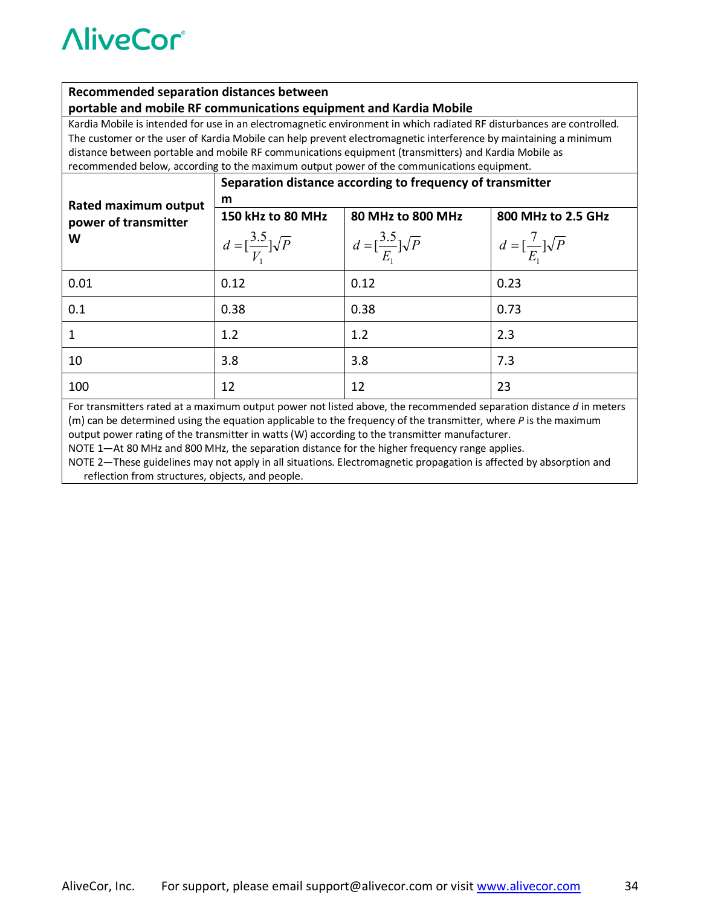| **Recommended separation distances between portable and mobile RF communications equipment and Kardia Mobile** | | | |
|---|---|---|---|
| Kardia Mobile is intended for use in an electromagnetic environment in which radiated RF disturbances are controlled. The customer or the user of Kardia Mobile can help prevent electromagnetic interference by maintaining a minimum distance between portable and mobile RF communications equipment (transmitters) and Kardia Mobile as recommended below, according to the maximum output power of the communications equipment. | | | |
| **Rated maximum output power of transmitter W** | **Separation distance according to frequency of transmitter m** | | |
| | **150 kHz to 80 MHz** $d = [\frac{3.5}{V_1}]\sqrt{P}$ | **80 MHz to 800 MHz** $d = [\frac{3.5}{E_1}]\sqrt{P}$ | **800 MHz to 2.5 GHz** $d = [\frac{7}{E_1}]\sqrt{P}$ |
| 0.01 | 0.12 | 0.12 | 0.23 |
| 0.1 | 0.38 | 0.38 | 0.73 |
| 1 | 1.2 | 1.2 | 2.3 |
| 10 | 3.8 | 3.8 | 7.3 |
| 100 | 12 | 12 | 23 |

For transmitters rated at a maximum output power not listed above, the recommended separation distance *d* in meters (m) can be determined using the equation applicable to the frequency of the transmitter, where *P* is the maximum output power rating of the transmitter in watts (W) according to the transmitter manufacturer.

NOTE 1—At 80 MHz and 800 MHz, the separation distance for the higher frequency range applies.

NOTE 2—These guidelines may not apply in all situations. Electromagnetic propagation is affected by absorption and reflection from structures, objects, and people.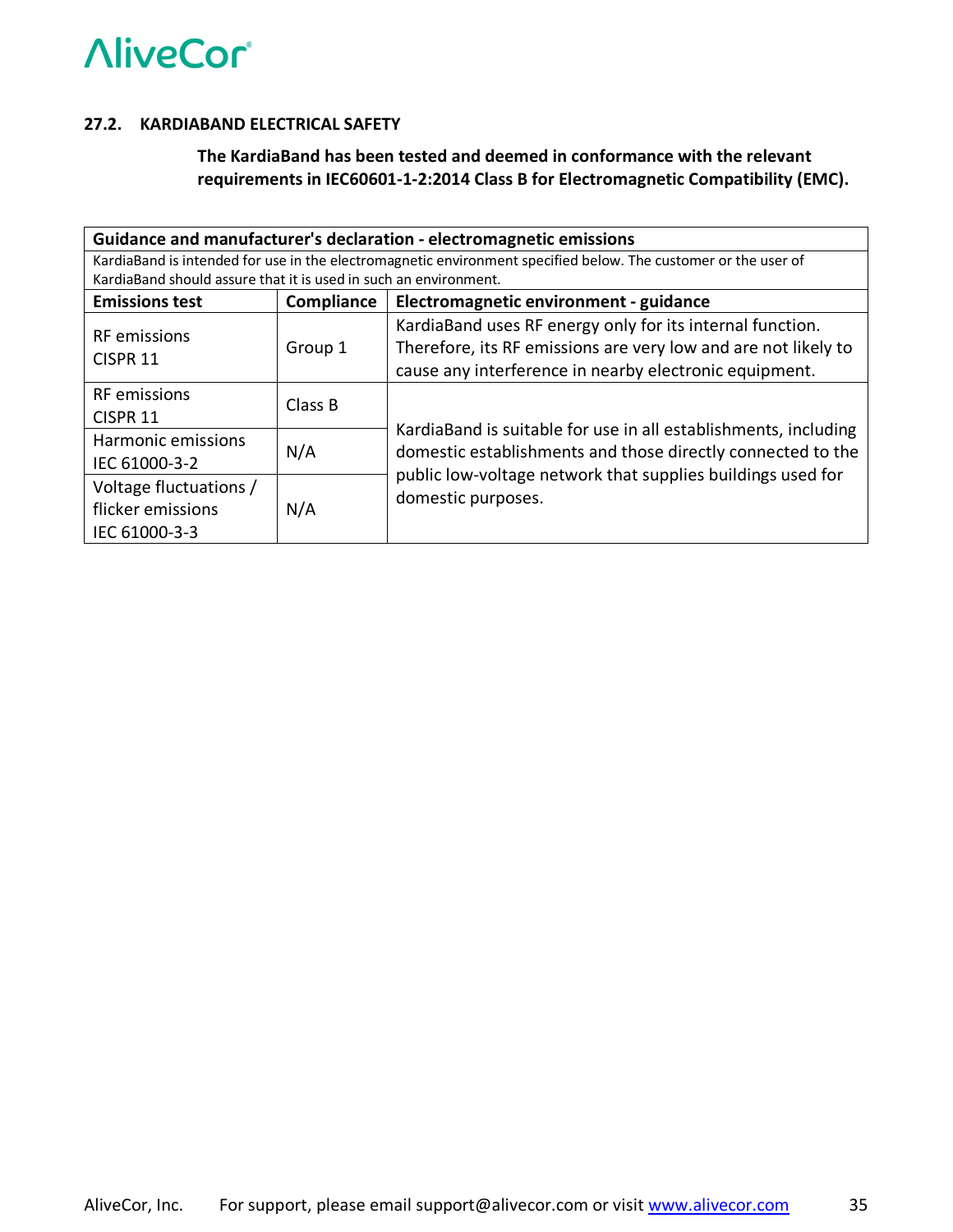## 27.2. KARDIABAND ELECTRICAL SAFETY

**The KardiaBand has been tested and deemed in conformance with the relevant requirements in IEC60601-1-2:2014 Class B for Electromagnetic Compatibility (EMC).**

| Guidance and manufacturer's declaration - electromagnetic emissions | | |
|---|---|---|
| KardiaBand is intended for use in the electromagnetic environment specified below. The customer or the user of KardiaBand should assure that it is used in such an environment. | | |
| **Emissions test** | **Compliance** | **Electromagnetic environment - guidance** |
| RF emissions CISPR 11 | Group 1 | KardiaBand uses RF energy only for its internal function. Therefore, its RF emissions are very low and are not likely to cause any interference in nearby electronic equipment. |
| RF emissions CISPR 11 | Class B | KardiaBand is suitable for use in all establishments, including domestic establishments and those directly connected to the public low-voltage network that supplies buildings used for domestic purposes. |
| Harmonic emissions IEC 61000-3-2 | N/A | |
| Voltage fluctuations / flicker emissions IEC 61000-3-3 | N/A | |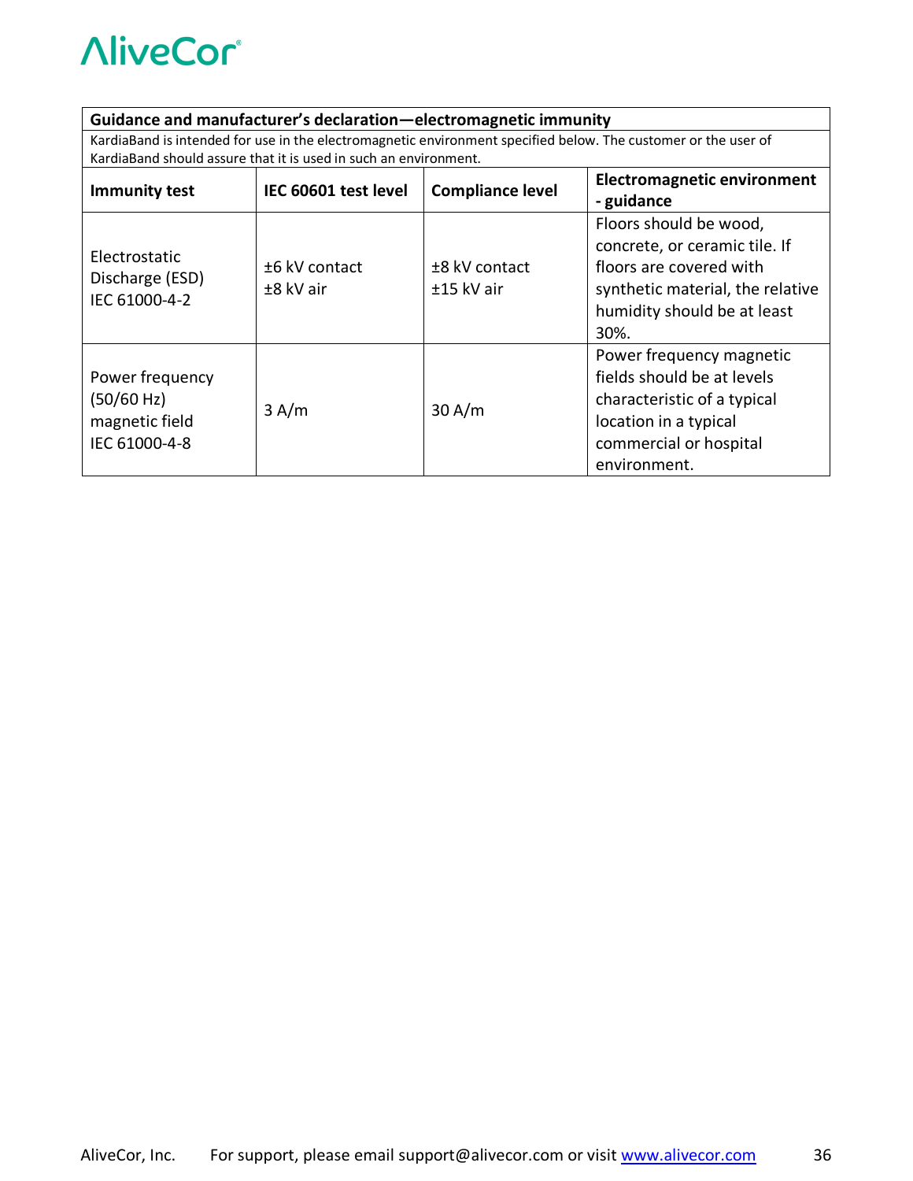| Guidance and manufacturer's declaration—electromagnetic immunity | | | |
|---|---|---|---|
| KardiaBand is intended for use in the electromagnetic environment specified below. The customer or the user of KardiaBand should assure that it is used in such an environment. | | | |
| **Immunity test** | **IEC 60601 test level** | **Compliance level** | **Electromagnetic environment - guidance** |
| Electrostatic Discharge (ESD) IEC 61000-4-2 | ±6 kV contact<br>±8 kV air | ±8 kV contact<br>±15 kV air | Floors should be wood, concrete, or ceramic tile. If floors are covered with synthetic material, the relative humidity should be at least 30%. |
| Power frequency (50/60 Hz) magnetic field IEC 61000-4-8 | 3 A/m | 30 A/m | Power frequency magnetic fields should be at levels characteristic of a typical location in a typical commercial or hospital environment. |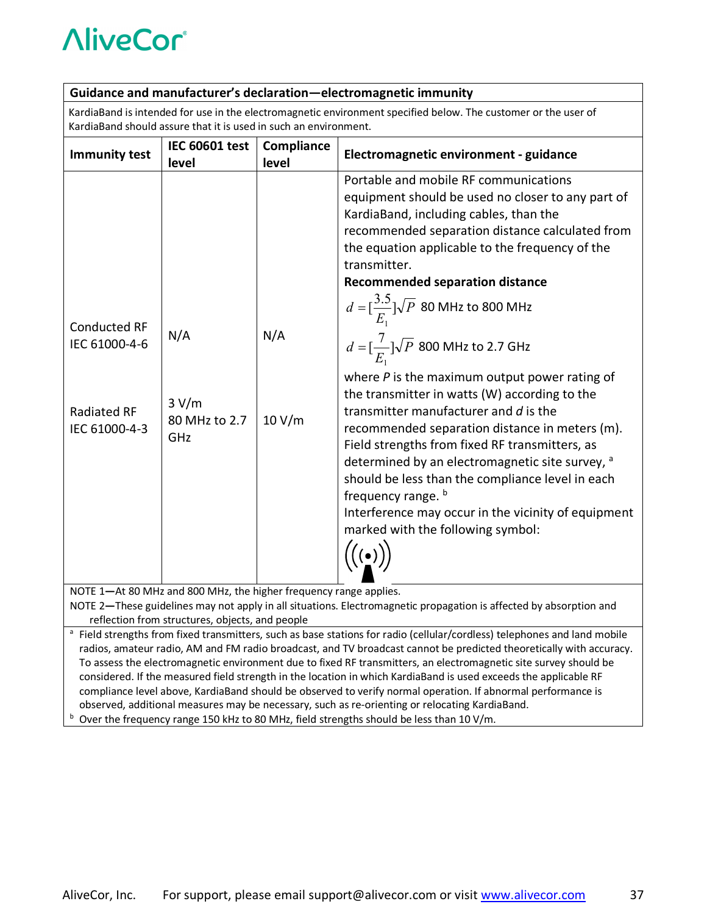| Guidance and manufacturer's declaration—electromagnetic immunity | | | |
|---|---|---|---|
| KardiaBand is intended for use in the electromagnetic environment specified below. The customer or the user of KardiaBand should assure that it is used in such an environment. | | | |
| **Immunity test** | **IEC 60601 test level** | **Compliance level** | **Electromagnetic environment - guidance** |
| Conducted RF IEC 61000-4-6<br><br>Radiated RF IEC 61000-4-3 | N/A<br><br>3 V/m 80 MHz to 2.7 GHz | N/A<br><br>10 V/m | Portable and mobile RF communications equipment should be used no closer to any part of KardiaBand, including cables, than the recommended separation distance calculated from the equation applicable to the frequency of the transmitter.<br>**Recommended separation distance**<br>$d = [\frac{3.5}{E_1}]\sqrt{P}$ 80 MHz to 800 MHz<br>$d = [\frac{7}{E_1}]\sqrt{P}$ 800 MHz to 2.7 GHz<br>where *P* is the maximum output power rating of the transmitter in watts (W) according to the transmitter manufacturer and *d* is the recommended separation distance in meters (m).<br>Field strengths from fixed RF transmitters, as determined by an electromagnetic site survey, [a] should be less than the compliance level in each frequency range. [b]<br>Interference may occur in the vicinity of equipment marked with the following symbol: |
| NOTE 1—At 80 MHz and 800 MHz, the higher frequency range applies.<br>NOTE 2—These guidelines may not apply in all situations. Electromagnetic propagation is affected by absorption and reflection from structures, objects, and people | | | |
| [a] Field strengths from fixed transmitters, such as base stations for radio (cellular/cordless) telephones and land mobile radios, amateur radio, AM and FM radio broadcast, and TV broadcast cannot be predicted theoretically with accuracy. To assess the electromagnetic environment due to fixed RF transmitters, an electromagnetic site survey should be considered. If the measured field strength in the location in which KardiaBand is used exceeds the applicable RF compliance level above, KardiaBand should be observed to verify normal operation. If abnormal performance is observed, additional measures may be necessary, such as re-orienting or relocating KardiaBand.<br>[b] Over the frequency range 150 kHz to 80 MHz, field strengths should be less than 10 V/m. | | | |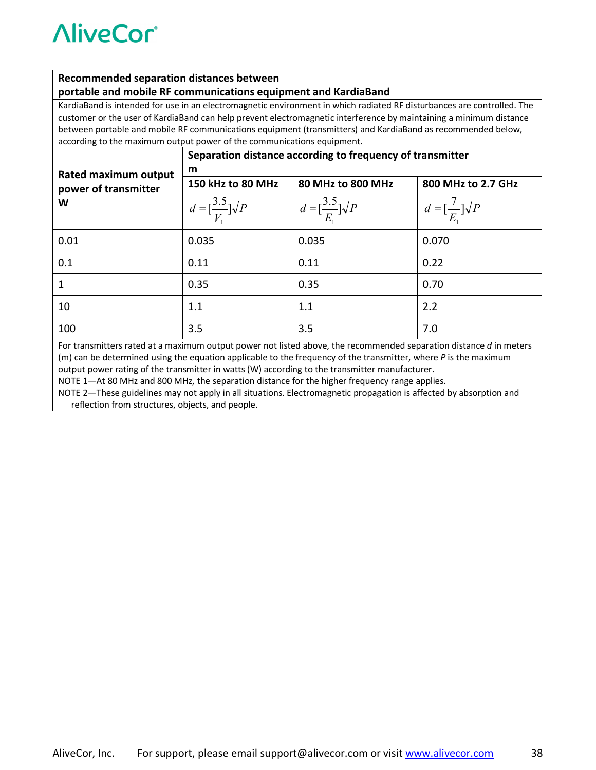| **Recommended separation distances between portable and mobile RF communications equipment and KardiaBand** | | | |
|---|---|---|---|
| KardiaBand is intended for use in an electromagnetic environment in which radiated RF disturbances are controlled. The customer or the user of KardiaBand can help prevent electromagnetic interference by maintaining a minimum distance between portable and mobile RF communications equipment (transmitters) and KardiaBand as recommended below, according to the maximum output power of the communications equipment. | | | |
| **Rated maximum output power of transmitter W** | **Separation distance according to frequency of transmitter m** | | |
| | **150 kHz to 80 MHz** $d = [\frac{3.5}{V_1}]\sqrt{P}$ | **80 MHz to 800 MHz** $d = [\frac{3.5}{E_1}]\sqrt{P}$ | **800 MHz to 2.7 GHz** $d = [\frac{7}{E_1}]\sqrt{P}$ |
| 0.01 | 0.035 | 0.035 | 0.070 |
| 0.1 | 0.11 | 0.11 | 0.22 |
| 1 | 0.35 | 0.35 | 0.70 |
| 10 | 1.1 | 1.1 | 2.2 |
| 100 | 3.5 | 3.5 | 7.0 |

For transmitters rated at a maximum output power not listed above, the recommended separation distance *d* in meters (m) can be determined using the equation applicable to the frequency of the transmitter, where *P* is the maximum output power rating of the transmitter in watts (W) according to the transmitter manufacturer.

NOTE 1—At 80 MHz and 800 MHz, the separation distance for the higher frequency range applies.

NOTE 2—These guidelines may not apply in all situations. Electromagnetic propagation is affected by absorption and reflection from structures, objects, and people.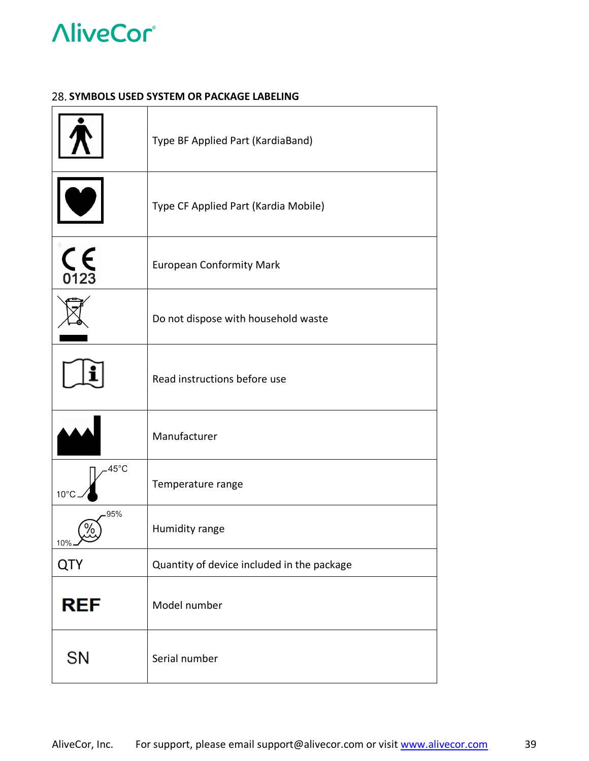## 28. SYMBOLS USED SYSTEM OR PACKAGE LABELING

| | |
|---|---|
| | Type BF Applied Part (KardiaBand) |
| | Type CF Applied Part (Kardia Mobile) |
| CE 0123 | European Conformity Mark |
| | Do not dispose with household waste |
| | Read instructions before use |
| | Manufacturer |
| 10°C 45°C | Temperature range |
| 10% 95% | Humidity range |
| QTY | Quantity of device included in the package |
| REF | Model number |
| SN | Serial number |

AliveCor, Inc. For support, please email support@alivecor.com or visit www.alivecor.com